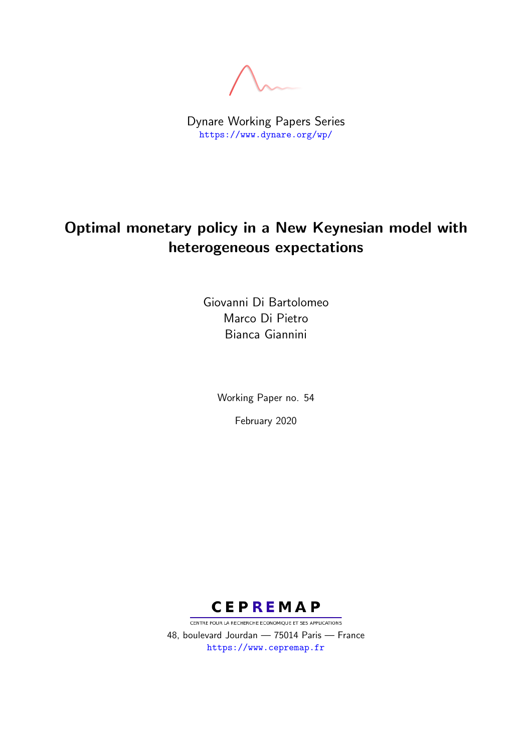Dynare Working Papers Series
https://www.dynare.org/wp/

# Optimal monetary policy in a New Keynesian model with heterogeneous expectations

Giovanni Di Bartolomeo
Marco Di Pietro
Bianca Giannini

Working Paper no. 54

February 2020

CEPREMAP
CENTRE POUR LA RECHERCHE ECONOMIQUE ET SES APPLICATIONS
48, boulevard Jourdan — 75014 Paris — France
https://www.cepremap.fr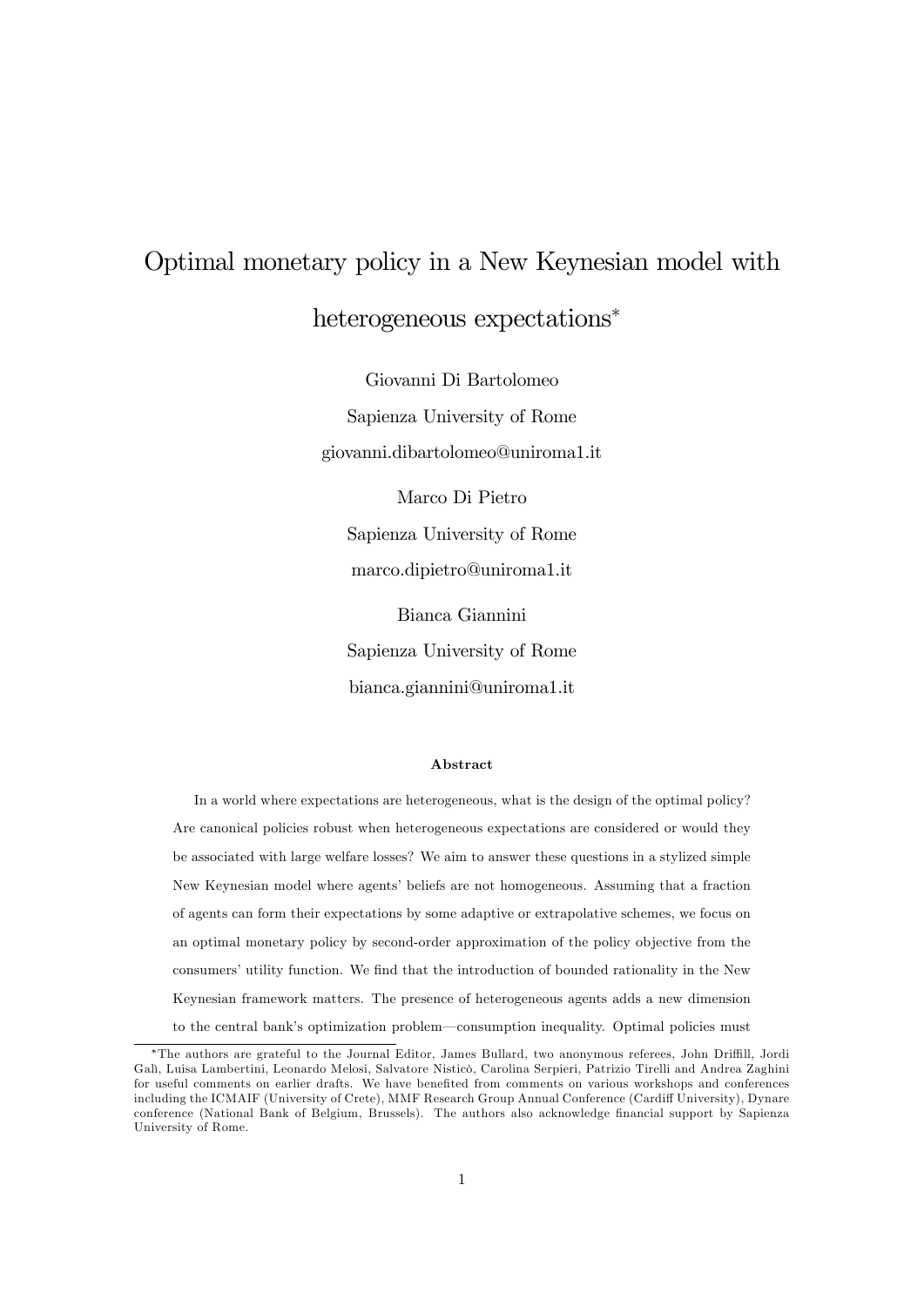# Optimal monetary policy in a New Keynesian model with heterogeneous expectations*

Giovanni Di Bartolomeo

Sapienza University of Rome

giovanni.dibartolomeo@uniroma1.it

Marco Di Pietro

Sapienza University of Rome

marco.dipietro@uniroma1.it

Bianca Giannini

Sapienza University of Rome

bianca.giannini@uniroma1.it

**Abstract**

In a world where expectations are heterogeneous, what is the design of the optimal policy? Are canonical policies robust when heterogeneous expectations are considered or would they be associated with large welfare losses? We aim to answer these questions in a stylized simple New Keynesian model where agents' beliefs are not homogeneous. Assuming that a fraction of agents can form their expectations by some adaptive or extrapolative schemes, we focus on an optimal monetary policy by second-order approximation of the policy objective from the consumers' utility function. We find that the introduction of bounded rationality in the New Keynesian framework matters. The presence of heterogeneous agents adds a new dimension to the central bank's optimization problem—consumption inequality. Optimal policies must

*The authors are grateful to the Journal Editor, James Bullard, two anonymous referees, John Driffill, Jordi Galì, Luisa Lambertini, Leonardo Melosi, Salvatore Nisticò, Carolina Serpieri, Patrizio Tirelli and Andrea Zaghini for useful comments on earlier drafts. We have benefited from comments on various workshops and conferences including the ICMAIF (University of Crete), MMF Research Group Annual Conference (Cardiff University), Dynare conference (National Bank of Belgium, Brussels). The authors also acknowledge financial support by Sapienza University of Rome.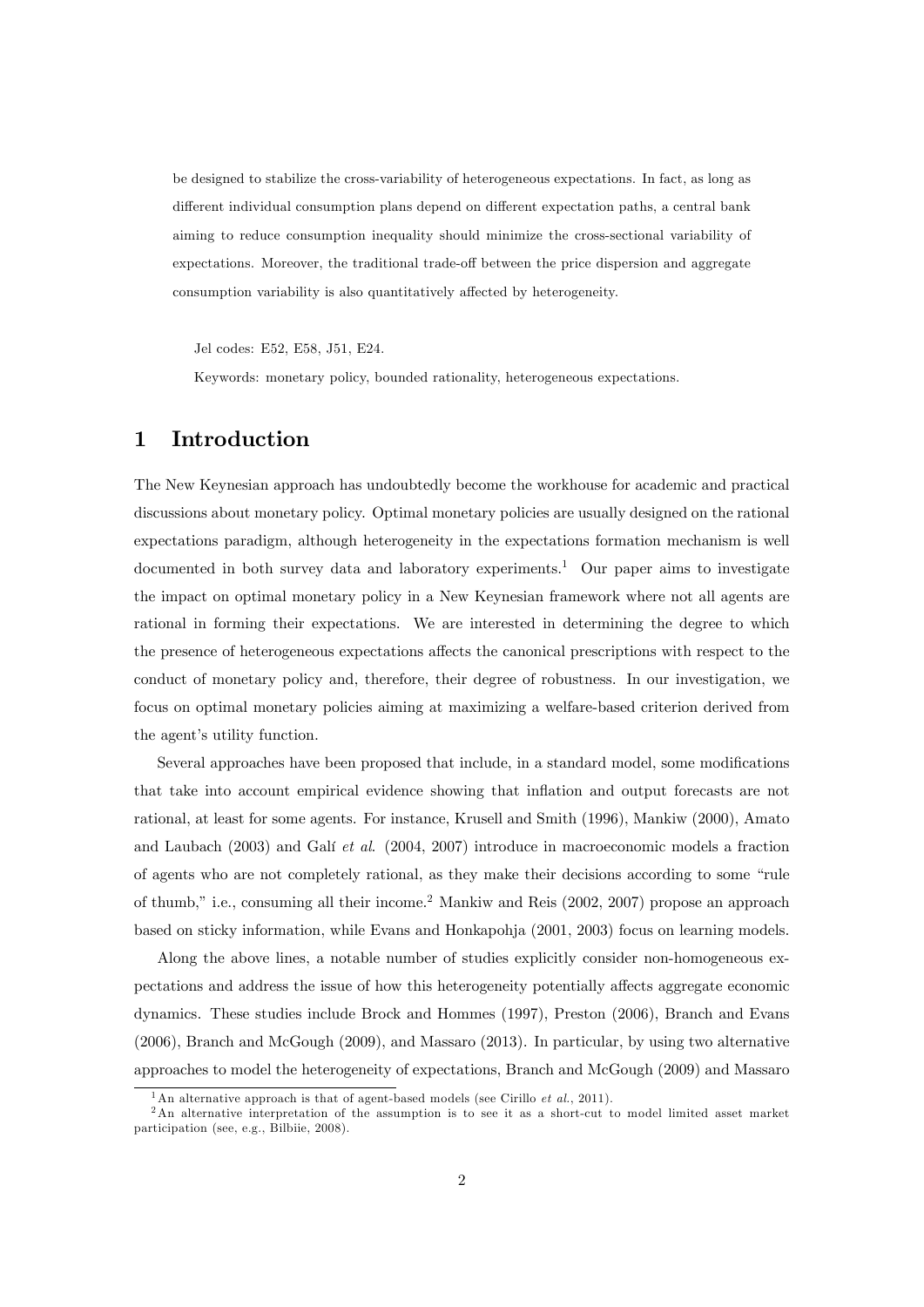be designed to stabilize the cross-variability of heterogeneous expectations. In fact, as long as different individual consumption plans depend on different expectation paths, a central bank aiming to reduce consumption inequality should minimize the cross-sectional variability of expectations. Moreover, the traditional trade-off between the price dispersion and aggregate consumption variability is also quantitatively affected by heterogeneity.

Jel codes: E52, E58, J51, E24.

Keywords: monetary policy, bounded rationality, heterogeneous expectations.

# 1 Introduction

The New Keynesian approach has undoubtedly become the workhouse for academic and practical discussions about monetary policy. Optimal monetary policies are usually designed on the rational expectations paradigm, although heterogeneity in the expectations formation mechanism is well documented in both survey data and laboratory experiments.[1] Our paper aims to investigate the impact on optimal monetary policy in a New Keynesian framework where not all agents are rational in forming their expectations. We are interested in determining the degree to which the presence of heterogeneous expectations affects the canonical prescriptions with respect to the conduct of monetary policy and, therefore, their degree of robustness. In our investigation, we focus on optimal monetary policies aiming at maximizing a welfare-based criterion derived from the agent's utility function.

Several approaches have been proposed that include, in a standard model, some modifications that take into account empirical evidence showing that inflation and output forecasts are not rational, at least for some agents. For instance, Krusell and Smith (1996), Mankiw (2000), Amato and Laubach (2003) and Galí *et al*. (2004, 2007) introduce in macroeconomic models a fraction of agents who are not completely rational, as they make their decisions according to some "rule of thumb," i.e., consuming all their income.[2] Mankiw and Reis (2002, 2007) propose an approach based on sticky information, while Evans and Honkapohja (2001, 2003) focus on learning models.

Along the above lines, a notable number of studies explicitly consider non-homogeneous expectations and address the issue of how this heterogeneity potentially affects aggregate economic dynamics. These studies include Brock and Hommes (1997), Preston (2006), Branch and Evans (2006), Branch and McGough (2009), and Massaro (2013). In particular, by using two alternative approaches to model the heterogeneity of expectations, Branch and McGough (2009) and Massaro

[1] An alternative approach is that of agent-based models (see Cirillo *et al.*, 2011).

[2] An alternative interpretation of the assumption is to see it as a short-cut to model limited asset market participation (see, e.g., Bilbiie, 2008).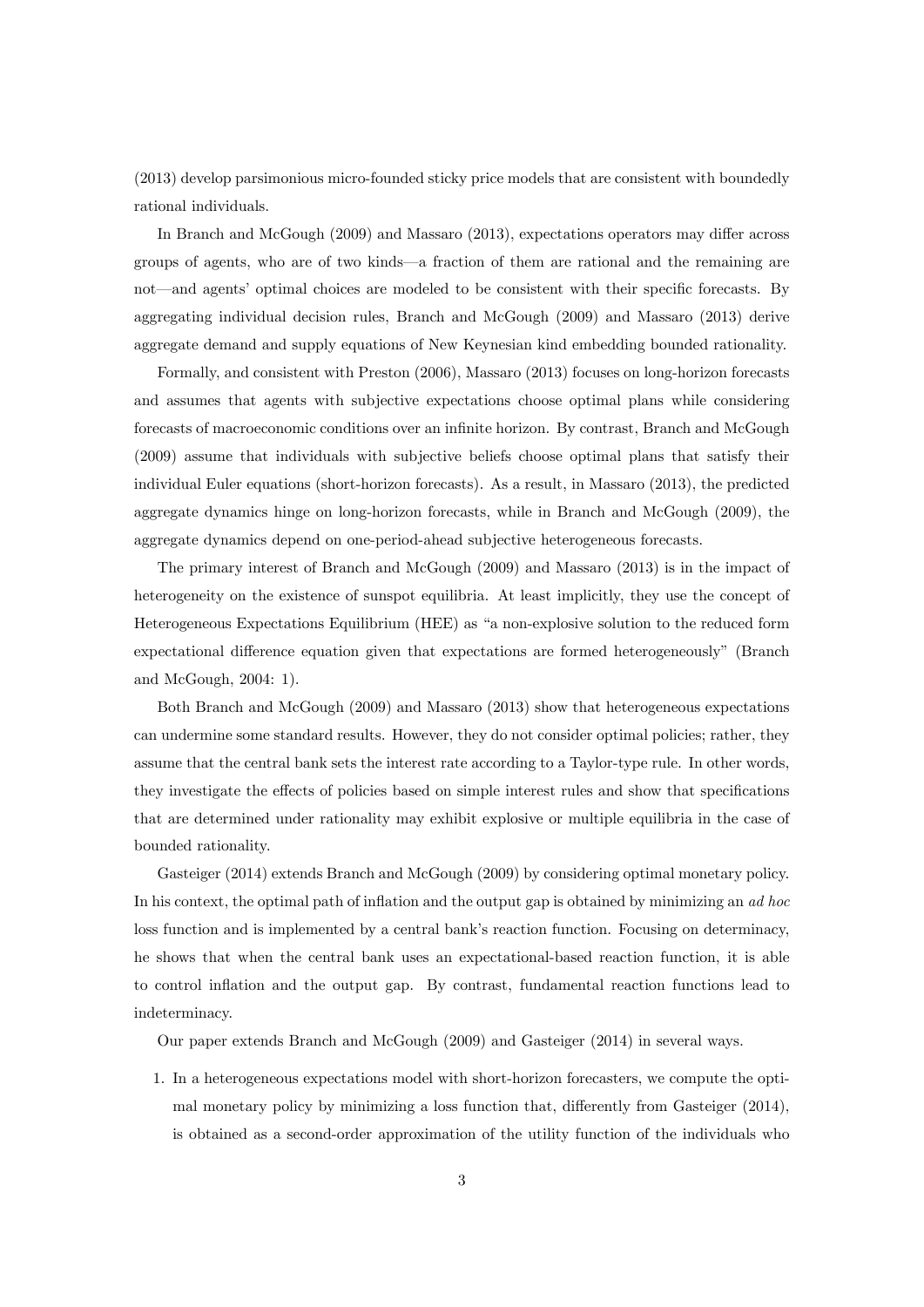(2013) develop parsimonious micro-founded sticky price models that are consistent with boundedly rational individuals.

In Branch and McGough (2009) and Massaro (2013), expectations operators may differ across groups of agents, who are of two kinds—a fraction of them are rational and the remaining are not—and agents' optimal choices are modeled to be consistent with their specific forecasts. By aggregating individual decision rules, Branch and McGough (2009) and Massaro (2013) derive aggregate demand and supply equations of New Keynesian kind embedding bounded rationality.

Formally, and consistent with Preston (2006), Massaro (2013) focuses on long-horizon forecasts and assumes that agents with subjective expectations choose optimal plans while considering forecasts of macroeconomic conditions over an infinite horizon. By contrast, Branch and McGough (2009) assume that individuals with subjective beliefs choose optimal plans that satisfy their individual Euler equations (short-horizon forecasts). As a result, in Massaro (2013), the predicted aggregate dynamics hinge on long-horizon forecasts, while in Branch and McGough (2009), the aggregate dynamics depend on one-period-ahead subjective heterogeneous forecasts.

The primary interest of Branch and McGough (2009) and Massaro (2013) is in the impact of heterogeneity on the existence of sunspot equilibria. At least implicitly, they use the concept of Heterogeneous Expectations Equilibrium (HEE) as "a non-explosive solution to the reduced form expectational difference equation given that expectations are formed heterogeneously" (Branch and McGough, 2004: 1).

Both Branch and McGough (2009) and Massaro (2013) show that heterogeneous expectations can undermine some standard results. However, they do not consider optimal policies; rather, they assume that the central bank sets the interest rate according to a Taylor-type rule. In other words, they investigate the effects of policies based on simple interest rules and show that specifications that are determined under rationality may exhibit explosive or multiple equilibria in the case of bounded rationality.

Gasteiger (2014) extends Branch and McGough (2009) by considering optimal monetary policy. In his context, the optimal path of inflation and the output gap is obtained by minimizing an *ad hoc* loss function and is implemented by a central bank's reaction function. Focusing on determinacy, he shows that when the central bank uses an expectational-based reaction function, it is able to control inflation and the output gap. By contrast, fundamental reaction functions lead to indeterminacy.

Our paper extends Branch and McGough (2009) and Gasteiger (2014) in several ways.

1. In a heterogeneous expectations model with short-horizon forecasters, we compute the optimal monetary policy by minimizing a loss function that, differently from Gasteiger (2014), is obtained as a second-order approximation of the utility function of the individuals who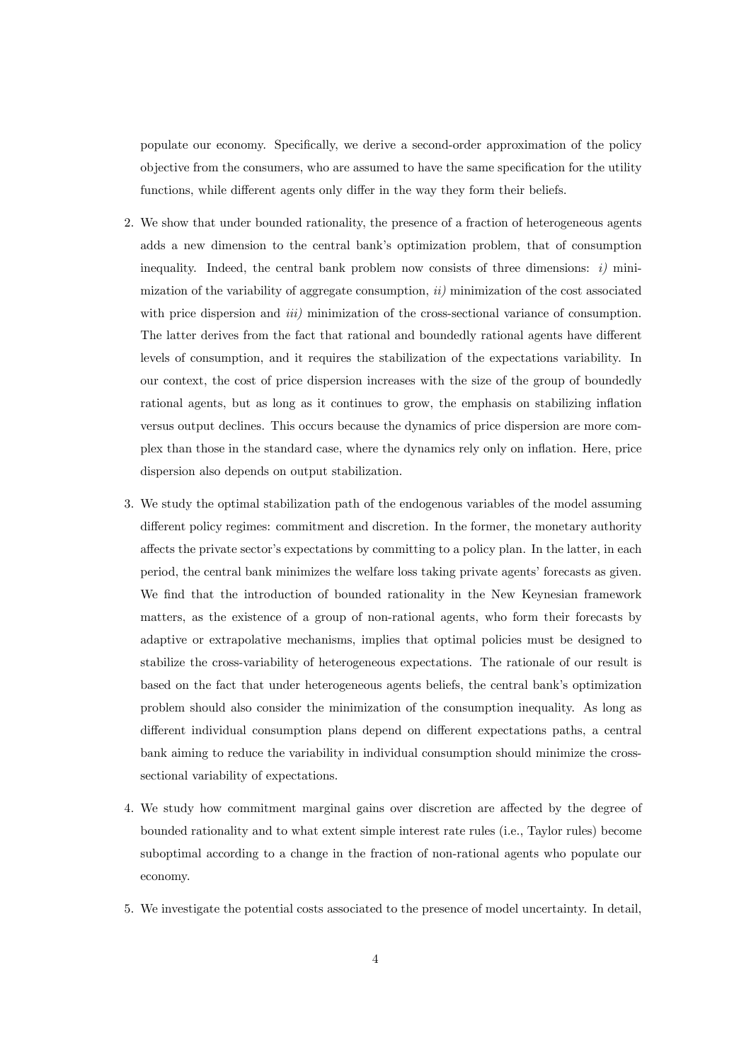populate our economy. Specifically, we derive a second-order approximation of the policy objective from the consumers, who are assumed to have the same specification for the utility functions, while different agents only differ in the way they form their beliefs.

2. We show that under bounded rationality, the presence of a fraction of heterogeneous agents adds a new dimension to the central bank's optimization problem, that of consumption inequality. Indeed, the central bank problem now consists of three dimensions: *i)* minimization of the variability of aggregate consumption, *ii)* minimization of the cost associated with price dispersion and *iii)* minimization of the cross-sectional variance of consumption. The latter derives from the fact that rational and boundedly rational agents have different levels of consumption, and it requires the stabilization of the expectations variability. In our context, the cost of price dispersion increases with the size of the group of boundedly rational agents, but as long as it continues to grow, the emphasis on stabilizing inflation versus output declines. This occurs because the dynamics of price dispersion are more complex than those in the standard case, where the dynamics rely only on inflation. Here, price dispersion also depends on output stabilization.

3. We study the optimal stabilization path of the endogenous variables of the model assuming different policy regimes: commitment and discretion. In the former, the monetary authority affects the private sector's expectations by committing to a policy plan. In the latter, in each period, the central bank minimizes the welfare loss taking private agents' forecasts as given. We find that the introduction of bounded rationality in the New Keynesian framework matters, as the existence of a group of non-rational agents, who form their forecasts by adaptive or extrapolative mechanisms, implies that optimal policies must be designed to stabilize the cross-variability of heterogeneous expectations. The rationale of our result is based on the fact that under heterogeneous agents beliefs, the central bank's optimization problem should also consider the minimization of the consumption inequality. As long as different individual consumption plans depend on different expectations paths, a central bank aiming to reduce the variability in individual consumption should minimize the cross-sectional variability of expectations.

4. We study how commitment marginal gains over discretion are affected by the degree of bounded rationality and to what extent simple interest rate rules (i.e., Taylor rules) become suboptimal according to a change in the fraction of non-rational agents who populate our economy.

5. We investigate the potential costs associated to the presence of model uncertainty. In detail,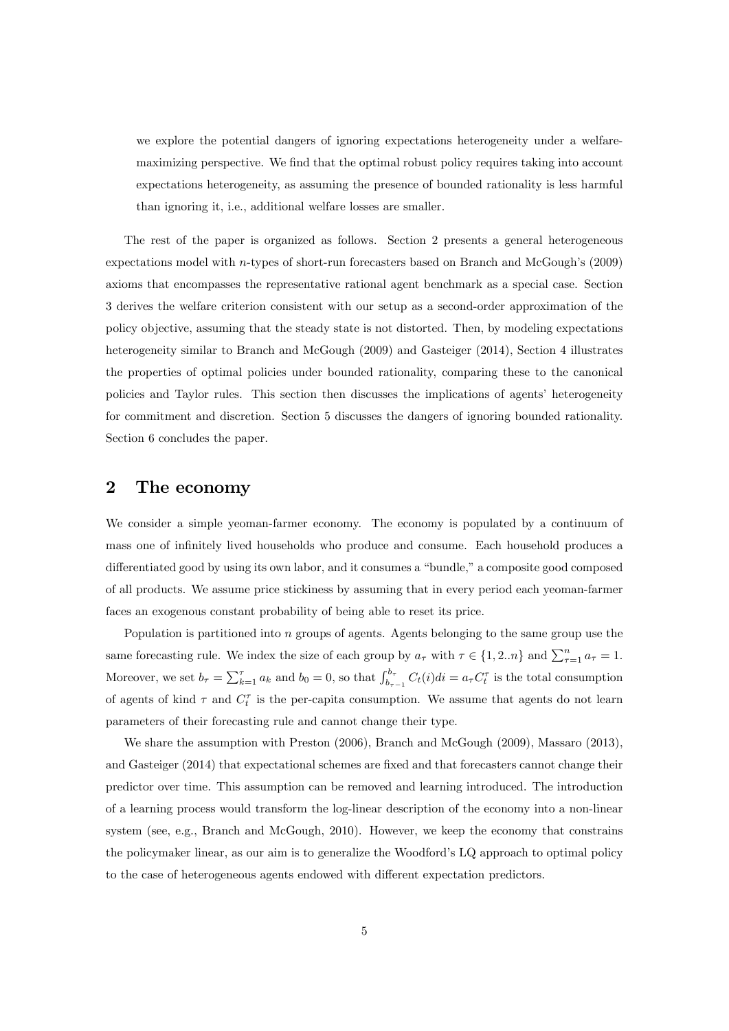we explore the potential dangers of ignoring expectations heterogeneity under a welfare-maximizing perspective. We find that the optimal robust policy requires taking into account expectations heterogeneity, as assuming the presence of bounded rationality is less harmful than ignoring it, i.e., additional welfare losses are smaller.

The rest of the paper is organized as follows. Section 2 presents a general heterogeneous expectations model with $n$-types of short-run forecasters based on Branch and McGough's (2009) axioms that encompasses the representative rational agent benchmark as a special case. Section 3 derives the welfare criterion consistent with our setup as a second-order approximation of the policy objective, assuming that the steady state is not distorted. Then, by modeling expectations heterogeneity similar to Branch and McGough (2009) and Gasteiger (2014), Section 4 illustrates the properties of optimal policies under bounded rationality, comparing these to the canonical policies and Taylor rules. This section then discusses the implications of agents' heterogeneity for commitment and discretion. Section 5 discusses the dangers of ignoring bounded rationality. Section 6 concludes the paper.

## 2 The economy

We consider a simple yeoman-farmer economy. The economy is populated by a continuum of mass one of infinitely lived households who produce and consume. Each household produces a differentiated good by using its own labor, and it consumes a "bundle," a composite good composed of all products. We assume price stickiness by assuming that in every period each yeoman-farmer faces an exogenous constant probability of being able to reset its price.

Population is partitioned into $n$ groups of agents. Agents belonging to the same group use the same forecasting rule. We index the size of each group by $a_\tau$ with $\tau \in \{1, 2..n\}$ and $\sum_{\tau=1}^{n} a_\tau = 1$. Moreover, we set $b_\tau = \sum_{k=1}^{\tau} a_k$ and $b_0 = 0$, so that $\int_{b_{\tau-1}}^{b_\tau} C_t(i)di = a_\tau C_t^\tau$ is the total consumption of agents of kind $\tau$ and $C_t^\tau$ is the per-capita consumption. We assume that agents do not learn parameters of their forecasting rule and cannot change their type.

We share the assumption with Preston (2006), Branch and McGough (2009), Massaro (2013), and Gasteiger (2014) that expectational schemes are fixed and that forecasters cannot change their predictor over time. This assumption can be removed and learning introduced. The introduction of a learning process would transform the log-linear description of the economy into a non-linear system (see, e.g., Branch and McGough, 2010). However, we keep the economy that constrains the policymaker linear, as our aim is to generalize the Woodford's LQ approach to optimal policy to the case of heterogeneous agents endowed with different expectation predictors.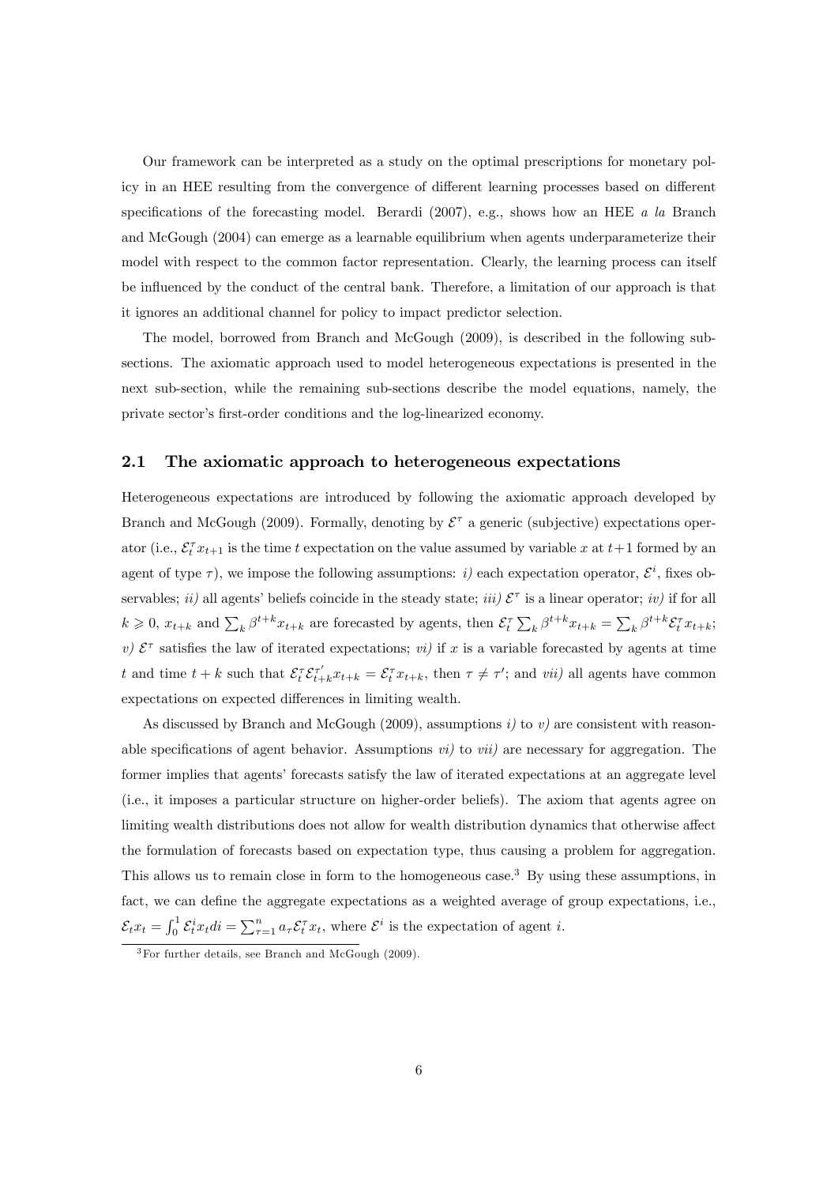Our framework can be interpreted as a study on the optimal prescriptions for monetary policy in an HEE resulting from the convergence of different learning processes based on different specifications of the forecasting model. Berardi (2007), e.g., shows how an HEE *a la* Branch and McGough (2004) can emerge as a learnable equilibrium when agents underparameterize their model with respect to the common factor representation. Clearly, the learning process can itself be influenced by the conduct of the central bank. Therefore, a limitation of our approach is that it ignores an additional channel for policy to impact predictor selection.

The model, borrowed from Branch and McGough (2009), is described in the following sub-sections. The axiomatic approach used to model heterogeneous expectations is presented in the next sub-section, while the remaining sub-sections describe the model equations, namely, the private sector's first-order conditions and the log-linearized economy.

## 2.1 The axiomatic approach to heterogeneous expectations

Heterogeneous expectations are introduced by following the axiomatic approach developed by Branch and McGough (2009). Formally, denoting by $\mathcal{E}^\tau$ a generic (subjective) expectations operator (i.e., $\mathcal{E}_t^\tau x_{t+1}$ is the time $t$ expectation on the value assumed by variable $x$ at $t+1$ formed by an agent of type $\tau$), we impose the following assumptions: *i)* each expectation operator, $\mathcal{E}^i$, fixes observables; *ii)* all agents' beliefs coincide in the steady state; *iii)* $\mathcal{E}^\tau$ is a linear operator; *iv)* if for all $k \geqslant 0$, $x_{t+k}$ and $\sum_k \beta^{t+k} x_{t+k}$ are forecasted by agents, then $\mathcal{E}_t^\tau \sum_k \beta^{t+k} x_{t+k} = \sum_k \beta^{t+k} \mathcal{E}_t^\tau x_{t+k}$; *v)* $\mathcal{E}^\tau$ satisfies the law of iterated expectations; *vi)* if $x$ is a variable forecasted by agents at time $t$ and time $t+k$ such that $\mathcal{E}_t^\tau \mathcal{E}_{t+k}^{\tau'} x_{t+k} = \mathcal{E}_t^\tau x_{t+k}$, then $\tau \neq \tau'$; and *vii)* all agents have common expectations on expected differences in limiting wealth.

As discussed by Branch and McGough (2009), assumptions *i)* to *v)* are consistent with reasonable specifications of agent behavior. Assumptions *vi)* to *vii)* are necessary for aggregation. The former implies that agents' forecasts satisfy the law of iterated expectations at an aggregate level (i.e., it imposes a particular structure on higher-order beliefs). The axiom that agents agree on limiting wealth distributions does not allow for wealth distribution dynamics that otherwise affect the formulation of forecasts based on expectation type, thus causing a problem for aggregation. This allows us to remain close in form to the homogeneous case.[3] By using these assumptions, in fact, we can define the aggregate expectations as a weighted average of group expectations, i.e., $\mathcal{E}_t x_t = \int_0^1 \mathcal{E}_t^i x_t di = \sum_{\tau=1}^n a_\tau \mathcal{E}_t^\tau x_t$, where $\mathcal{E}^i$ is the expectation of agent $i$.

[3] For further details, see Branch and McGough (2009).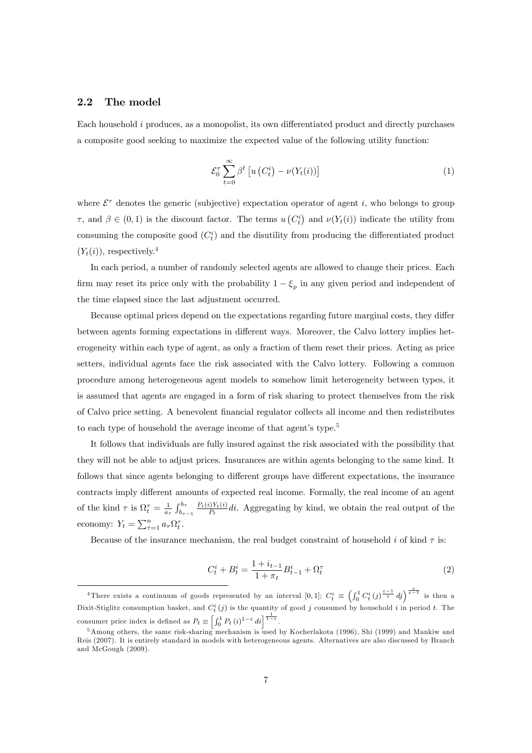### 2.2 The model

Each household $i$ produces, as a monopolist, its own differentiated product and directly purchases a composite good seeking to maximize the expected value of the following utility function:

$$\mathcal{E}_0^{\tau} \sum_{t=0}^{\infty} \beta^t \left[ u\left(C_t^i\right) - \nu(Y_t(i)) \right] \tag{1}$$

where $\mathcal{E}^{\tau}$ denotes the generic (subjective) expectation operator of agent $i$, who belongs to group $\tau$, and $\beta \in (0,1)$ is the discount factor. The terms $u\left(C_t^i\right)$ and $\nu(Y_t(i))$ indicate the utility from consuming the composite good $(C_t^i)$ and the disutility from producing the differentiated product $(Y_t(i))$, respectively.[4]

In each period, a number of randomly selected agents are allowed to change their prices. Each firm may reset its price only with the probability $1 - \xi_p$ in any given period and independent of the time elapsed since the last adjustment occurred.

Because optimal prices depend on the expectations regarding future marginal costs, they differ between agents forming expectations in different ways. Moreover, the Calvo lottery implies heterogeneity within each type of agent, as only a fraction of them reset their prices. Acting as price setters, individual agents face the risk associated with the Calvo lottery. Following a common procedure among heterogeneous agent models to somehow limit heterogeneity between types, it is assumed that agents are engaged in a form of risk sharing to protect themselves from the risk of Calvo price setting. A benevolent financial regulator collects all income and then redistributes to each type of household the average income of that agent's type.[5]

It follows that individuals are fully insured against the risk associated with the possibility that they will not be able to adjust prices. Insurances are within agents belonging to the same kind. It follows that since agents belonging to different groups have different expectations, the insurance contracts imply different amounts of expected real income. Formally, the real income of an agent of the kind $\tau$ is $\Omega_t^{\tau} = \frac{1}{a_{\tau}} \int_{b_{\tau-1}}^{b_{\tau}} \frac{P_t(i) Y_t(i)}{P_t} di$. Aggregating by kind, we obtain the real output of the economy: $Y_t = \sum_{\tau=1}^{n} a_{\tau} \Omega_t^{\tau}$.

Because of the insurance mechanism, the real budget constraint of household $i$ of kind $\tau$ is:

$$C_t^i + B_t^i = \frac{1 + i_{t-1}}{1 + \pi_t} B_{t-1}^i + \Omega_t^{\tau} \tag{2}$$

---

[4] There exists a continuum of goods represented by an interval $[0,1]$; $C_t^i \equiv \left( \int_0^1 C_t^i(j)^{\frac{\varepsilon - 1}{\varepsilon}} dj \right)^{\frac{\varepsilon}{\varepsilon - 1}}$ is then a Dixit-Stiglitz consumption basket, and $C_t^i(j)$ is the quantity of good $j$ consumed by household $i$ in period $t$. The consumer price index is defined as $P_t \equiv \left[ \int_0^1 P_t(i)^{1-\varepsilon} di \right]^{\frac{1}{1-\varepsilon}}$.

[5] Among others, the same risk-sharing mechanism is used by Kocherlakota (1996), Shi (1999) and Mankiw and Reis (2007). It is entirely standard in models with heterogeneous agents. Alternatives are also discussed by Branch and McGough (2009).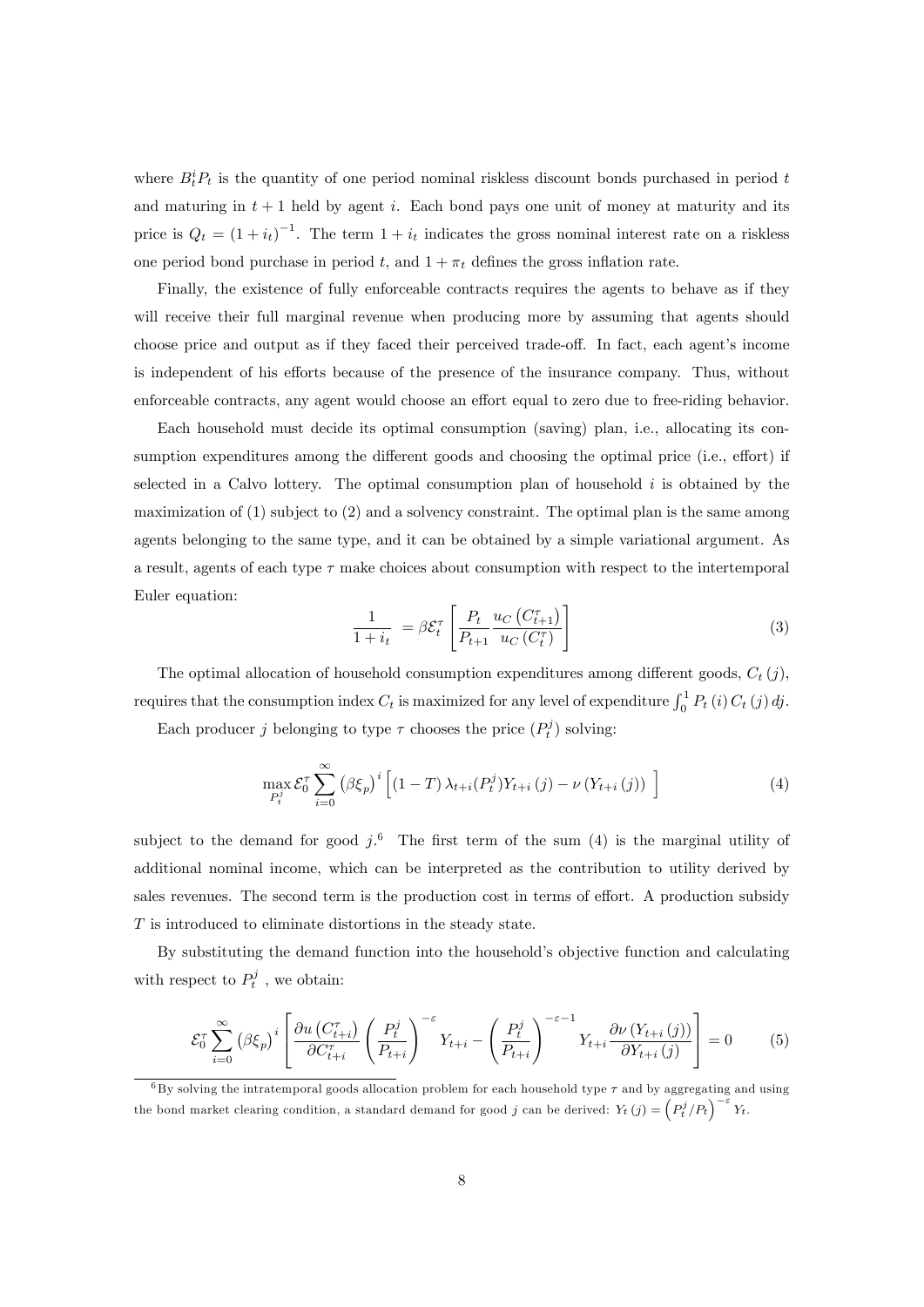where $B_t^i P_t$ is the quantity of one period nominal riskless discount bonds purchased in period $t$ and maturing in $t+1$ held by agent $i$. Each bond pays one unit of money at maturity and its price is $Q_t = (1+i_t)^{-1}$. The term $1+i_t$ indicates the gross nominal interest rate on a riskless one period bond purchase in period $t$, and $1+\pi_t$ defines the gross inflation rate.

Finally, the existence of fully enforceable contracts requires the agents to behave as if they will receive their full marginal revenue when producing more by assuming that agents should choose price and output as if they faced their perceived trade-off. In fact, each agent's income is independent of his efforts because of the presence of the insurance company. Thus, without enforceable contracts, any agent would choose an effort equal to zero due to free-riding behavior.

Each household must decide its optimal consumption (saving) plan, i.e., allocating its consumption expenditures among the different goods and choosing the optimal price (i.e., effort) if selected in a Calvo lottery. The optimal consumption plan of household $i$ is obtained by the maximization of (1) subject to (2) and a solvency constraint. The optimal plan is the same among agents belonging to the same type, and it can be obtained by a simple variational argument. As a result, agents of each type $\tau$ make choices about consumption with respect to the intertemporal Euler equation:

$$\frac{1}{1+i_t} = \beta \mathcal{E}_t^{\tau} \left[ \frac{P_t}{P_{t+1}} \frac{u_C\left(C_{t+1}^{\tau}\right)}{u_C\left(C_t^{\tau}\right)} \right] \tag{3}$$

The optimal allocation of household consumption expenditures among different goods, $C_t(j)$, requires that the consumption index $C_t$ is maximized for any level of expenditure $\int_0^1 P_t(i) C_t(j) dj$.

Each producer $j$ belonging to type $\tau$ chooses the price $(P_t^j)$ solving:

$$\max_{P_t^j} \mathcal{E}_0^{\tau} \sum_{i=0}^{\infty} \left(\beta \xi_p\right)^i \left[ (1-T)\, \lambda_{t+i} (P_t^j) Y_{t+i}(j) - \nu\left(Y_{t+i}(j)\right) \right] \tag{4}$$

subject to the demand for good $j$.[6] The first term of the sum (4) is the marginal utility of additional nominal income, which can be interpreted as the contribution to utility derived by sales revenues. The second term is the production cost in terms of effort. A production subsidy $T$ is introduced to eliminate distortions in the steady state.

By substituting the demand function into the household's objective function and calculating with respect to $P_t^j$ , we obtain:

$$\mathcal{E}_0^{\tau} \sum_{i=0}^{\infty} \left(\beta \xi_p\right)^i \left[ \frac{\partial u\left(C_{t+i}^{\tau}\right)}{\partial C_{t+i}^{\tau}} \left(\frac{P_t^j}{P_{t+i}}\right)^{-\varepsilon} Y_{t+i} - \left(\frac{P_t^j}{P_{t+i}}\right)^{-\varepsilon-1} Y_{t+i} \frac{\partial \nu\left(Y_{t+i}(j)\right)}{\partial Y_{t+i}(j)} \right] = 0 \tag{5}$$

[6] By solving the intratemporal goods allocation problem for each household type $\tau$ and by aggregating and using the bond market clearing condition, a standard demand for good $j$ can be derived: $Y_t(j) = \left(P_t^j / P_t\right)^{-\varepsilon} Y_t$.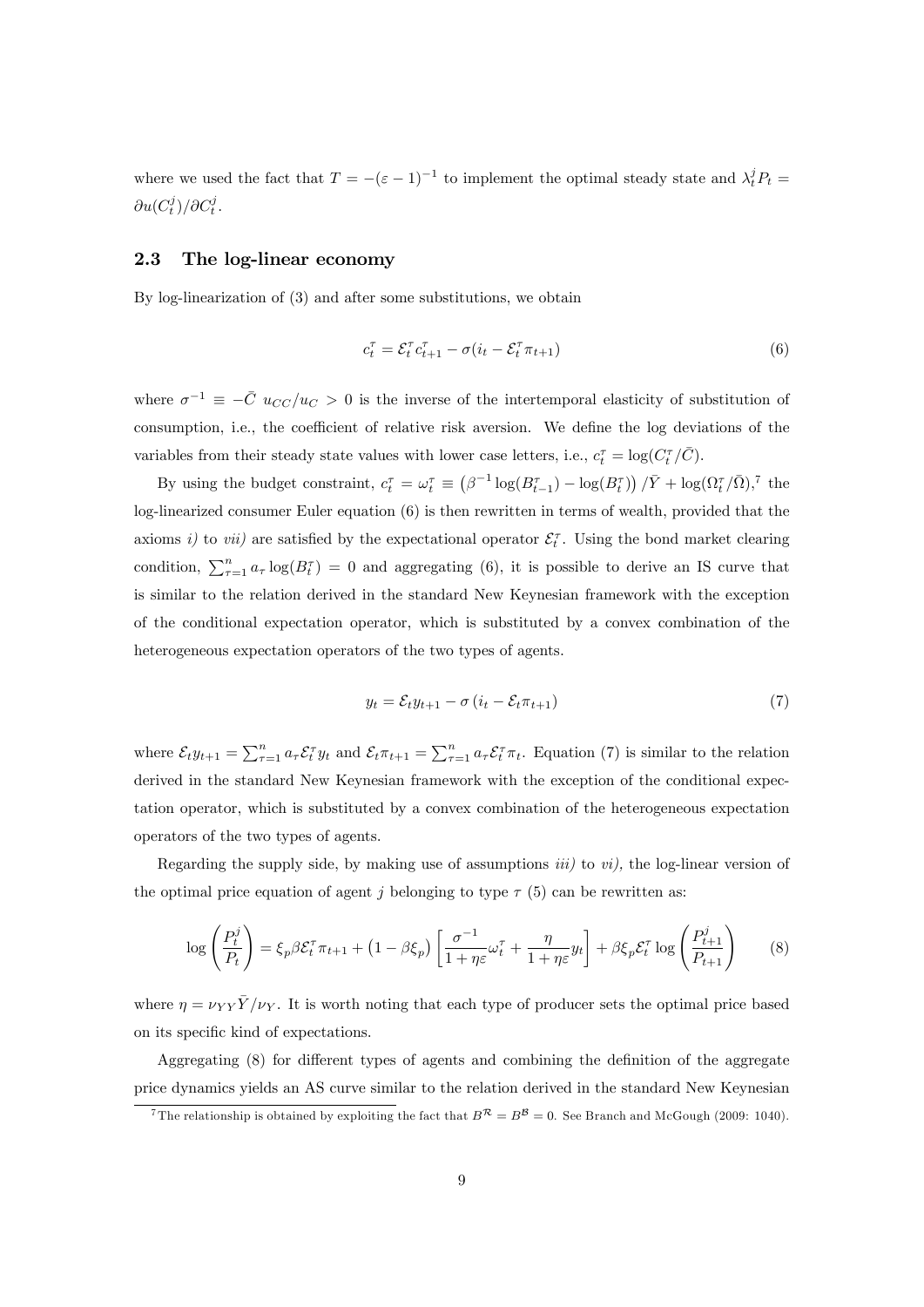where we used the fact that $T = -(\varepsilon - 1)^{-1}$ to implement the optimal steady state and $\lambda_t^j P_t = \partial u(C_t^j)/\partial C_t^j$.

### 2.3 The log-linear economy

By log-linearization of (3) and after some substitutions, we obtain

$$c_t^\tau = \mathcal{E}_t^\tau c_{t+1}^\tau - \sigma(i_t - \mathcal{E}_t^\tau \pi_{t+1}) \tag{6}$$

where $\sigma^{-1} \equiv -\bar{C}\ u_{CC}/u_C > 0$ is the inverse of the intertemporal elasticity of substitution of consumption, i.e., the coefficient of relative risk aversion. We define the log deviations of the variables from their steady state values with lower case letters, i.e., $c_t^\tau = \log(C_t^\tau/\bar{C})$.

By using the budget constraint, $c_t^\tau = \omega_t^\tau \equiv \left(\beta^{-1}\log(B_{t-1}^\tau) - \log(B_t^\tau)\right)/\bar{Y} + \log(\Omega_t^\tau/\bar{\Omega})$,[7] the log-linearized consumer Euler equation (6) is then rewritten in terms of wealth, provided that the axioms *i)* to *vii)* are satisfied by the expectational operator $\mathcal{E}_t^\tau$. Using the bond market clearing condition, $\sum_{\tau=1}^n a_\tau \log(B_t^\tau) = 0$ and aggregating (6), it is possible to derive an IS curve that is similar to the relation derived in the standard New Keynesian framework with the exception of the conditional expectation operator, which is substituted by a convex combination of the heterogeneous expectation operators of the two types of agents.

$$y_t = \mathcal{E}_t y_{t+1} - \sigma\left(i_t - \mathcal{E}_t \pi_{t+1}\right) \tag{7}$$

where $\mathcal{E}_t y_{t+1} = \sum_{\tau=1}^n a_\tau \mathcal{E}_t^\tau y_t$ and $\mathcal{E}_t \pi_{t+1} = \sum_{\tau=1}^n a_\tau \mathcal{E}_t^\tau \pi_t$. Equation (7) is similar to the relation derived in the standard New Keynesian framework with the exception of the conditional expectation operator, which is substituted by a convex combination of the heterogeneous expectation operators of the two types of agents.

Regarding the supply side, by making use of assumptions *iii)* to *vi)*, the log-linear version of the optimal price equation of agent $j$ belonging to type $\tau$ (5) can be rewritten as:

$$\log\left(\frac{P_t^j}{P_t}\right) = \xi_p \beta \mathcal{E}_t^\tau \pi_{t+1} + \left(1 - \beta\xi_p\right)\left[\frac{\sigma^{-1}}{1+\eta\varepsilon}\omega_t^\tau + \frac{\eta}{1+\eta\varepsilon}y_t\right] + \beta\xi_p \mathcal{E}_t^\tau \log\left(\frac{P_{t+1}^j}{P_{t+1}}\right) \tag{8}$$

where $\eta = \nu_{YY}\bar{Y}/\nu_Y$. It is worth noting that each type of producer sets the optimal price based on its specific kind of expectations.

Aggregating (8) for different types of agents and combining the definition of the aggregate price dynamics yields an AS curve similar to the relation derived in the standard New Keynesian

[7] The relationship is obtained by exploiting the fact that $B^{\mathcal{R}} = B^{\mathcal{B}} = 0$. See Branch and McGough (2009: 1040).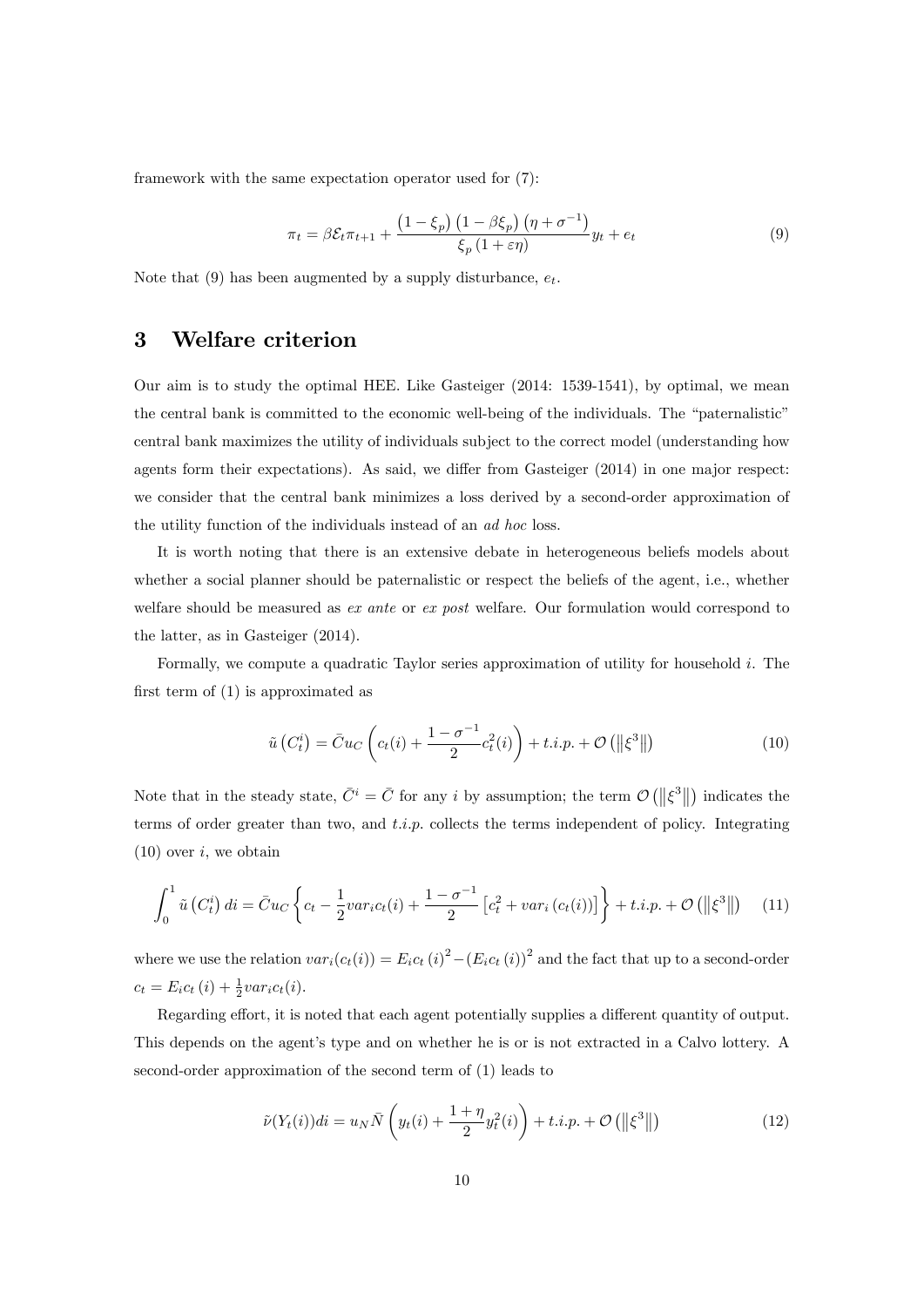framework with the same expectation operator used for (7):

$$\pi_t = \beta \mathcal{E}_t \pi_{t+1} + \frac{\left(1-\xi_p\right)\left(1-\beta\xi_p\right)\left(\eta+\sigma^{-1}\right)}{\xi_p\left(1+\varepsilon\eta\right)} y_t + e_t \tag{9}$$

Note that (9) has been augmented by a supply disturbance, $e_t$.

# 3 Welfare criterion

Our aim is to study the optimal HEE. Like Gasteiger (2014: 1539-1541), by optimal, we mean the central bank is committed to the economic well-being of the individuals. The "paternalistic" central bank maximizes the utility of individuals subject to the correct model (understanding how agents form their expectations). As said, we differ from Gasteiger (2014) in one major respect: we consider that the central bank minimizes a loss derived by a second-order approximation of the utility function of the individuals instead of an *ad hoc* loss.

It is worth noting that there is an extensive debate in heterogeneous beliefs models about whether a social planner should be paternalistic or respect the beliefs of the agent, i.e., whether welfare should be measured as *ex ante* or *ex post* welfare. Our formulation would correspond to the latter, as in Gasteiger (2014).

Formally, we compute a quadratic Taylor series approximation of utility for household $i$. The first term of (1) is approximated as

$$\tilde{u}\left(C_t^i\right) = \bar{C}u_C\left(c_t(i) + \frac{1-\sigma^{-1}}{2}c_t^2(i)\right) + t.i.p. + \mathcal{O}\left(\left\|\xi^3\right\|\right) \tag{10}$$

Note that in the steady state, $\bar{C}^i = \bar{C}$ for any $i$ by assumption; the term $\mathcal{O}\left(\left\|\xi^3\right\|\right)$ indicates the terms of order greater than two, and $t.i.p.$ collects the terms independent of policy. Integrating (10) over $i$, we obtain

$$\int_0^1 \tilde{u}\left(C_t^i\right)di = \bar{C}u_C\left\{c_t - \frac{1}{2}var_i c_t(i) + \frac{1-\sigma^{-1}}{2}\left[c_t^2 + var_i\left(c_t(i)\right)\right]\right\} + t.i.p. + \mathcal{O}\left(\left\|\xi^3\right\|\right) \tag{11}$$

where we use the relation $var_i(c_t(i)) = E_i c_t(i)^2 - \left(E_i c_t(i)\right)^2$ and the fact that up to a second-order $c_t = E_i c_t(i) + \frac{1}{2}var_i c_t(i)$.

Regarding effort, it is noted that each agent potentially supplies a different quantity of output. This depends on the agent's type and on whether he is or is not extracted in a Calvo lottery. A second-order approximation of the second term of (1) leads to

$$\tilde{\nu}(Y_t(i))di = u_N\bar{N}\left(y_t(i) + \frac{1+\eta}{2}y_t^2(i)\right) + t.i.p. + \mathcal{O}\left(\left\|\xi^3\right\|\right) \tag{12}$$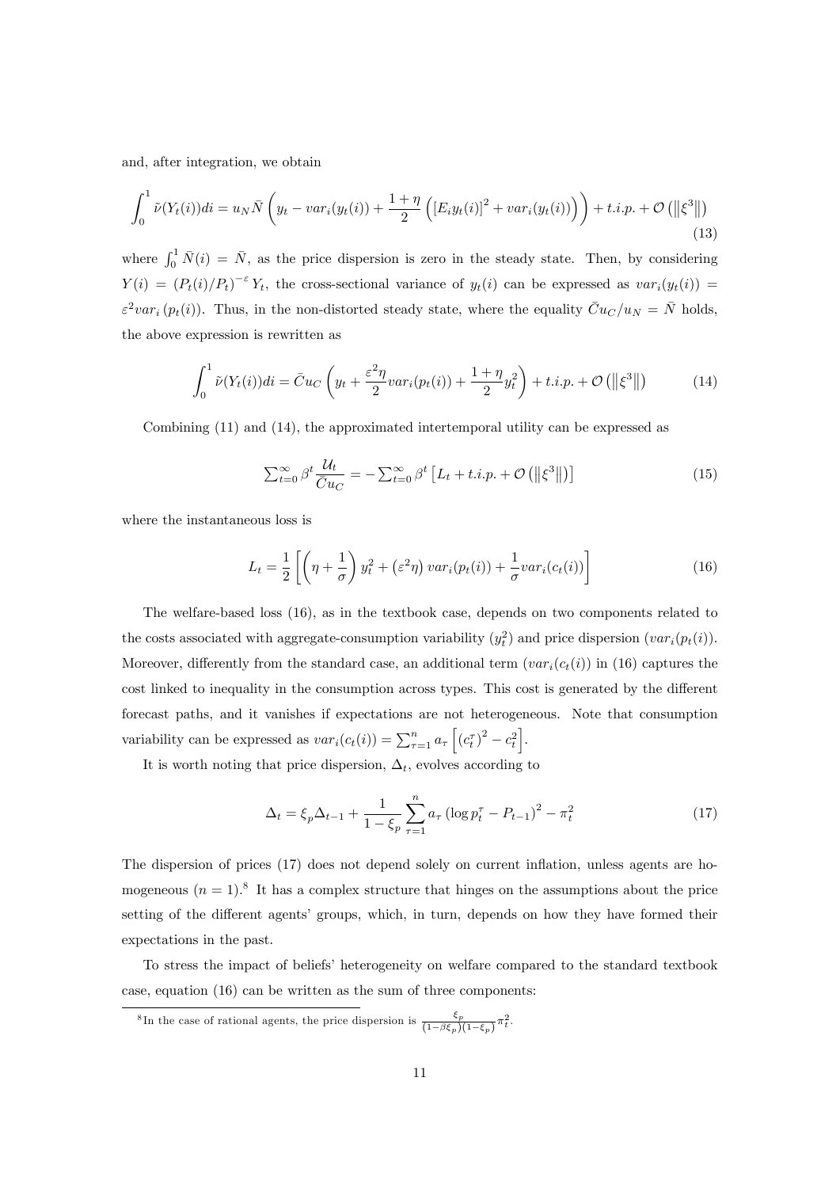and, after integration, we obtain

$$\int_0^1 \tilde{\nu}(Y_t(i))di = u_N \bar{N} \left( y_t - var_i(y_t(i)) + \frac{1+\eta}{2} \left( [E_i y_t(i)]^2 + var_i(y_t(i)) \right) \right) + t.i.p. + \mathcal{O}\left(\left\|\xi^3\right\|\right) \tag{13}$$

where $\int_0^1 \bar{N}(i) = \bar{N}$, as the price dispersion is zero in the steady state. Then, by considering $Y(i) = (P_t(i)/P_t)^{-\varepsilon} Y_t$, the cross-sectional variance of $y_t(i)$ can be expressed as $var_i(y_t(i)) = \varepsilon^2 var_i(p_t(i))$. Thus, in the non-distorted steady state, where the equality $\bar{C}u_C/u_N = \bar{N}$ holds, the above expression is rewritten as

$$\int_0^1 \tilde{\nu}(Y_t(i))di = \bar{C}u_C \left( y_t + \frac{\varepsilon^2 \eta}{2} var_i(p_t(i)) + \frac{1+\eta}{2} y_t^2 \right) + t.i.p. + \mathcal{O}\left(\left\|\xi^3\right\|\right) \tag{14}$$

Combining (11) and (14), the approximated intertemporal utility can be expressed as

$$\textstyle\sum_{t=0}^{\infty} \beta^t \frac{\mathcal{U}_t}{\bar{C}u_C} = -\sum_{t=0}^{\infty} \beta^t \left[ L_t + t.i.p. + \mathcal{O}\left(\left\|\xi^3\right\|\right) \right] \tag{15}$$

where the instantaneous loss is

$$L_t = \frac{1}{2} \left[ \left( \eta + \frac{1}{\sigma} \right) y_t^2 + \left( \varepsilon^2 \eta \right) var_i(p_t(i)) + \frac{1}{\sigma} var_i(c_t(i)) \right] \tag{16}$$

The welfare-based loss (16), as in the textbook case, depends on two components related to the costs associated with aggregate-consumption variability ($y_t^2$) and price dispersion ($var_i(p_t(i))$. Moreover, differently from the standard case, an additional term ($var_i(c_t(i))$ in (16) captures the cost linked to inequality in the consumption across types. This cost is generated by the different forecast paths, and it vanishes if expectations are not heterogeneous. Note that consumption variability can be expressed as $var_i(c_t(i)) = \sum_{\tau=1}^{n} a_\tau \left[ \left( c_t^\tau \right)^2 - c_t^2 \right]$.

It is worth noting that price dispersion, $\Delta_t$, evolves according to

$$\Delta_t = \xi_p \Delta_{t-1} + \frac{1}{1-\xi_p} \sum_{\tau=1}^{n} a_\tau \left( \log p_t^\tau - P_{t-1} \right)^2 - \pi_t^2 \tag{17}$$

The dispersion of prices (17) does not depend solely on current inflation, unless agents are homogeneous ($n = 1$).[8] It has a complex structure that hinges on the assumptions about the price setting of the different agents' groups, which, in turn, depends on how they have formed their expectations in the past.

To stress the impact of beliefs' heterogeneity on welfare compared to the standard textbook case, equation (16) can be written as the sum of three components:

[8] In the case of rational agents, the price dispersion is $\frac{\xi_p}{(1-\beta\xi_p)(1-\xi_p)} \pi_t^2$.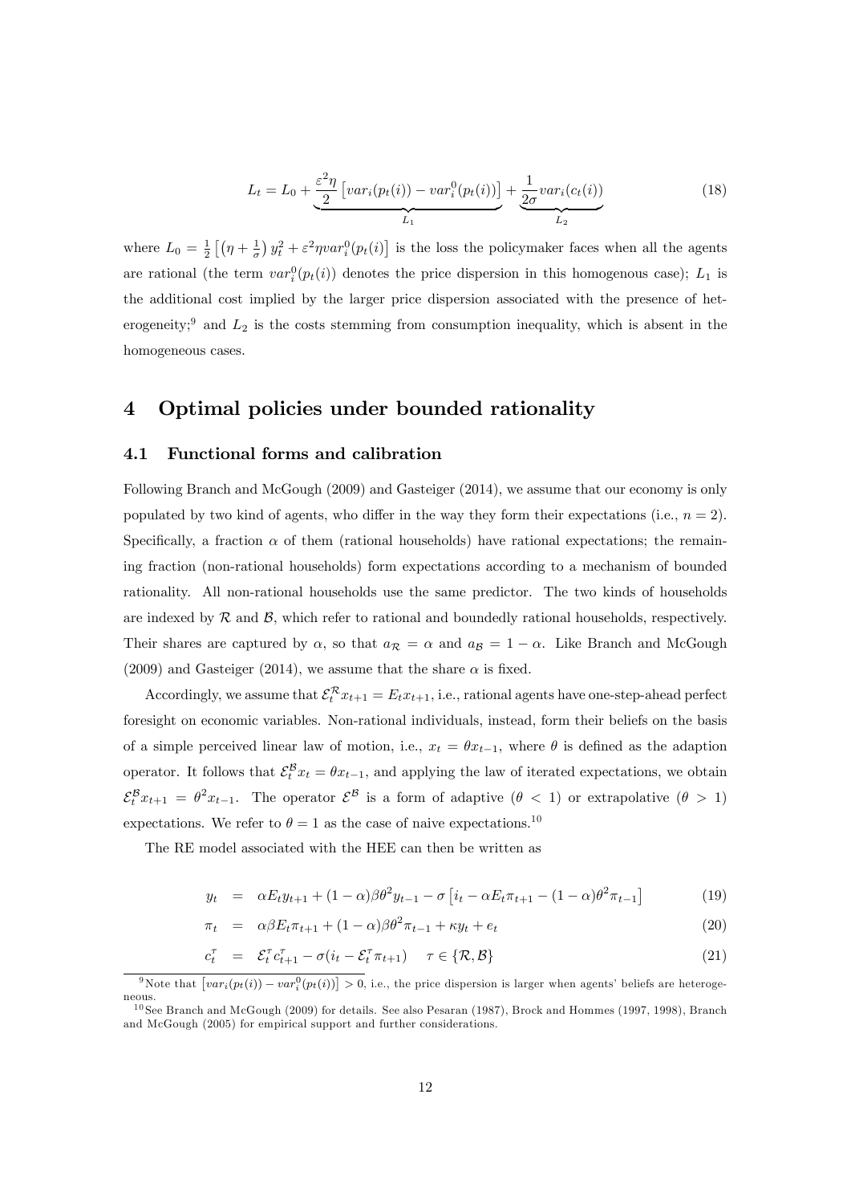$$L_t = L_0 + \underbrace{\frac{\varepsilon^2 \eta}{2} \left[ var_i(p_t(i)) - var_i^0(p_t(i)) \right]}_{L_1} + \underbrace{\frac{1}{2\sigma} var_i(c_t(i))}_{L_2} \tag{18}$$

where $L_0 = \frac{1}{2}\left[\left(\eta + \frac{1}{\sigma}\right) y_t^2 + \varepsilon^2 \eta var_i^0(p_t(i)\right]$ is the loss the policymaker faces when all the agents are rational (the term $var_i^0(p_t(i))$ denotes the price dispersion in this homogenous case); $L_1$ is the additional cost implied by the larger price dispersion associated with the presence of heterogeneity;[9] and $L_2$ is the costs stemming from consumption inequality, which is absent in the homogeneous cases.

# 4 Optimal policies under bounded rationality

## 4.1 Functional forms and calibration

Following Branch and McGough (2009) and Gasteiger (2014), we assume that our economy is only populated by two kind of agents, who differ in the way they form their expectations (i.e., $n = 2$). Specifically, a fraction $\alpha$ of them (rational households) have rational expectations; the remaining fraction (non-rational households) form expectations according to a mechanism of bounded rationality. All non-rational households use the same predictor. The two kinds of households are indexed by $\mathcal{R}$ and $\mathcal{B}$, which refer to rational and boundedly rational households, respectively. Their shares are captured by $\alpha$, so that $a_{\mathcal{R}} = \alpha$ and $a_{\mathcal{B}} = 1 - \alpha$. Like Branch and McGough (2009) and Gasteiger (2014), we assume that the share $\alpha$ is fixed.

Accordingly, we assume that $\mathcal{E}_t^{\mathcal{R}} x_{t+1} = E_t x_{t+1}$, i.e., rational agents have one-step-ahead perfect foresight on economic variables. Non-rational individuals, instead, form their beliefs on the basis of a simple perceived linear law of motion, i.e., $x_t = \theta x_{t-1}$, where $\theta$ is defined as the adaption operator. It follows that $\mathcal{E}_t^{\mathcal{B}} x_t = \theta x_{t-1}$, and applying the law of iterated expectations, we obtain $\mathcal{E}_t^{\mathcal{B}} x_{t+1} = \theta^2 x_{t-1}$. The operator $\mathcal{E}^{\mathcal{B}}$ is a form of adaptive ($\theta < 1$) or extrapolative ($\theta > 1$) expectations. We refer to $\theta = 1$ as the case of naive expectations.[10]

The RE model associated with the HEE can then be written as

$$y_t = \alpha E_t y_{t+1} + (1-\alpha)\beta\theta^2 y_{t-1} - \sigma\left[i_t - \alpha E_t \pi_{t+1} - (1-\alpha)\theta^2 \pi_{t-1}\right] \tag{19}$$

$$\pi_t = \alpha\beta E_t \pi_{t+1} + (1-\alpha)\beta\theta^2 \pi_{t-1} + \kappa y_t + e_t \tag{20}$$

$$c_t^{\tau} = \mathcal{E}_t^{\tau} c_{t+1}^{\tau} - \sigma(i_t - \mathcal{E}_t^{\tau} \pi_{t+1}) \quad \tau \in \{\mathcal{R}, \mathcal{B}\} \tag{21}$$

---

[9] Note that $\left[var_i(p_t(i)) - var_i^0(p_t(i))\right] > 0$, i.e., the price dispersion is larger when agents' beliefs are heterogeneous.

[10] See Branch and McGough (2009) for details. See also Pesaran (1987), Brock and Hommes (1997, 1998), Branch and McGough (2005) for empirical support and further considerations.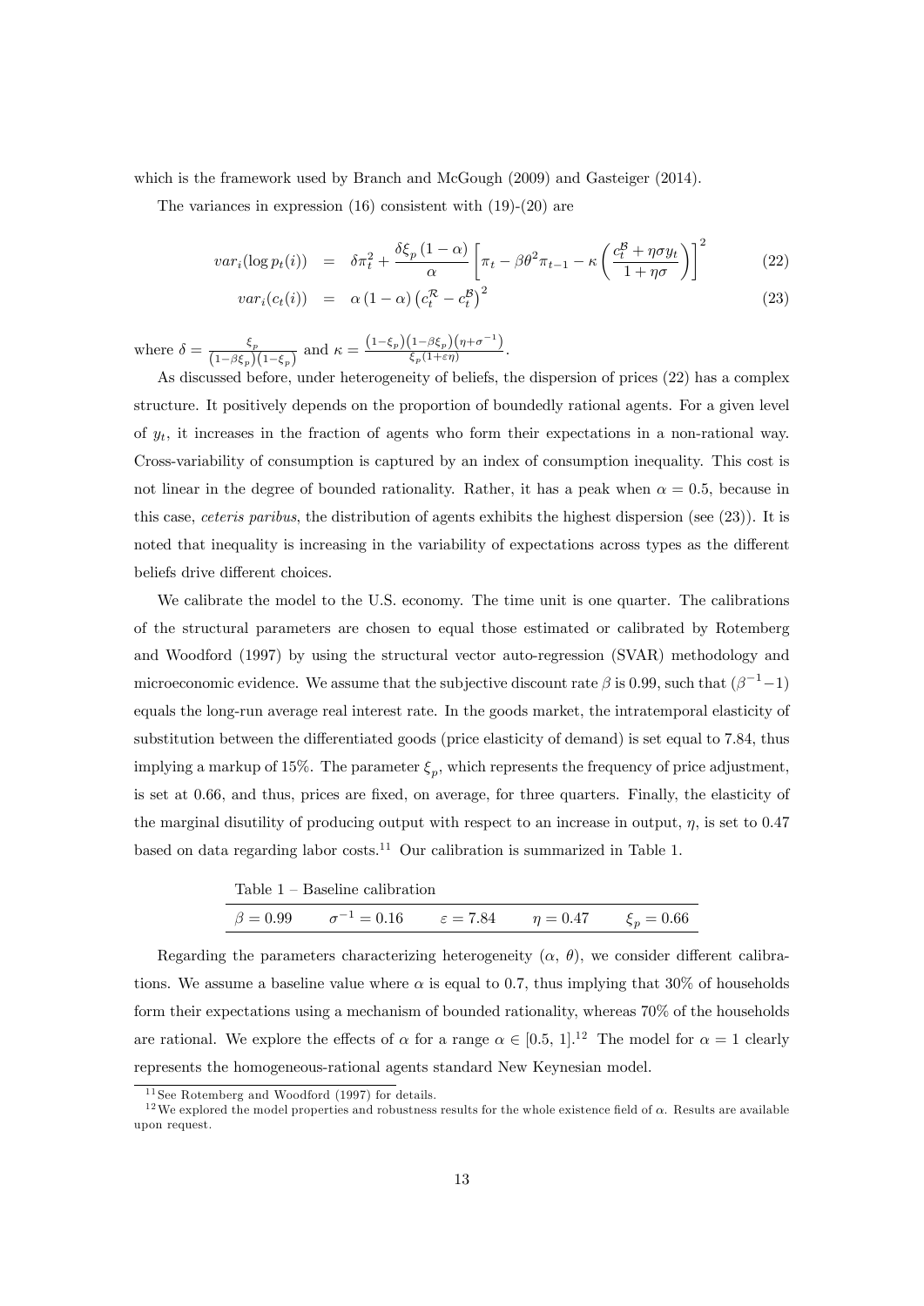which is the framework used by Branch and McGough (2009) and Gasteiger (2014).

The variances in expression (16) consistent with (19)-(20) are

$$var_i(\log p_t(i)) = \delta\pi_t^2 + \frac{\delta\xi_p(1-\alpha)}{\alpha}\left[\pi_t - \beta\theta^2\pi_{t-1} - \kappa\left(\frac{c_t^{\mathcal{B}} + \eta\sigma y_t}{1+\eta\sigma}\right)\right]^2 \tag{22}$$

$$var_i(c_t(i)) = \alpha(1-\alpha)\left(c_t^{\mathcal{R}} - c_t^{\mathcal{B}}\right)^2 \tag{23}$$

where $\delta = \frac{\xi_p}{(1-\beta\xi_p)(1-\xi_p)}$ and $\kappa = \frac{(1-\xi_p)(1-\beta\xi_p)(\eta+\sigma^{-1})}{\xi_p(1+\varepsilon\eta)}$.

As discussed before, under heterogeneity of beliefs, the dispersion of prices (22) has a complex structure. It positively depends on the proportion of boundedly rational agents. For a given level of $y_t$, it increases in the fraction of agents who form their expectations in a non-rational way. Cross-variability of consumption is captured by an index of consumption inequality. This cost is not linear in the degree of bounded rationality. Rather, it has a peak when $\alpha = 0.5$, because in this case, *ceteris paribus*, the distribution of agents exhibits the highest dispersion (see (23)). It is noted that inequality is increasing in the variability of expectations across types as the different beliefs drive different choices.

We calibrate the model to the U.S. economy. The time unit is one quarter. The calibrations of the structural parameters are chosen to equal those estimated or calibrated by Rotemberg and Woodford (1997) by using the structural vector auto-regression (SVAR) methodology and microeconomic evidence. We assume that the subjective discount rate $\beta$ is 0.99, such that $(\beta^{-1}-1)$ equals the long-run average real interest rate. In the goods market, the intratemporal elasticity of substitution between the differentiated goods (price elasticity of demand) is set equal to 7.84, thus implying a markup of 15%. The parameter $\xi_p$, which represents the frequency of price adjustment, is set at 0.66, and thus, prices are fixed, on average, for three quarters. Finally, the elasticity of the marginal disutility of producing output with respect to an increase in output, $\eta$, is set to 0.47 based on data regarding labor costs.[11] Our calibration is summarized in Table 1.

Table 1 – Baseline calibration

| $\beta = 0.99$ | $\sigma^{-1} = 0.16$ | $\varepsilon = 7.84$ | $\eta = 0.47$ | $\xi_p = 0.66$ |
|---|---|---|---|---|

Regarding the parameters characterizing heterogeneity ($\alpha$, $\theta$), we consider different calibrations. We assume a baseline value where $\alpha$ is equal to 0.7, thus implying that 30% of households form their expectations using a mechanism of bounded rationality, whereas 70% of the households are rational. We explore the effects of $\alpha$ for a range $\alpha \in [0.5, 1]$.[12] The model for $\alpha = 1$ clearly represents the homogeneous-rational agents standard New Keynesian model.

[11] See Rotemberg and Woodford (1997) for details.

[12] We explored the model properties and robustness results for the whole existence field of $\alpha$. Results are available upon request.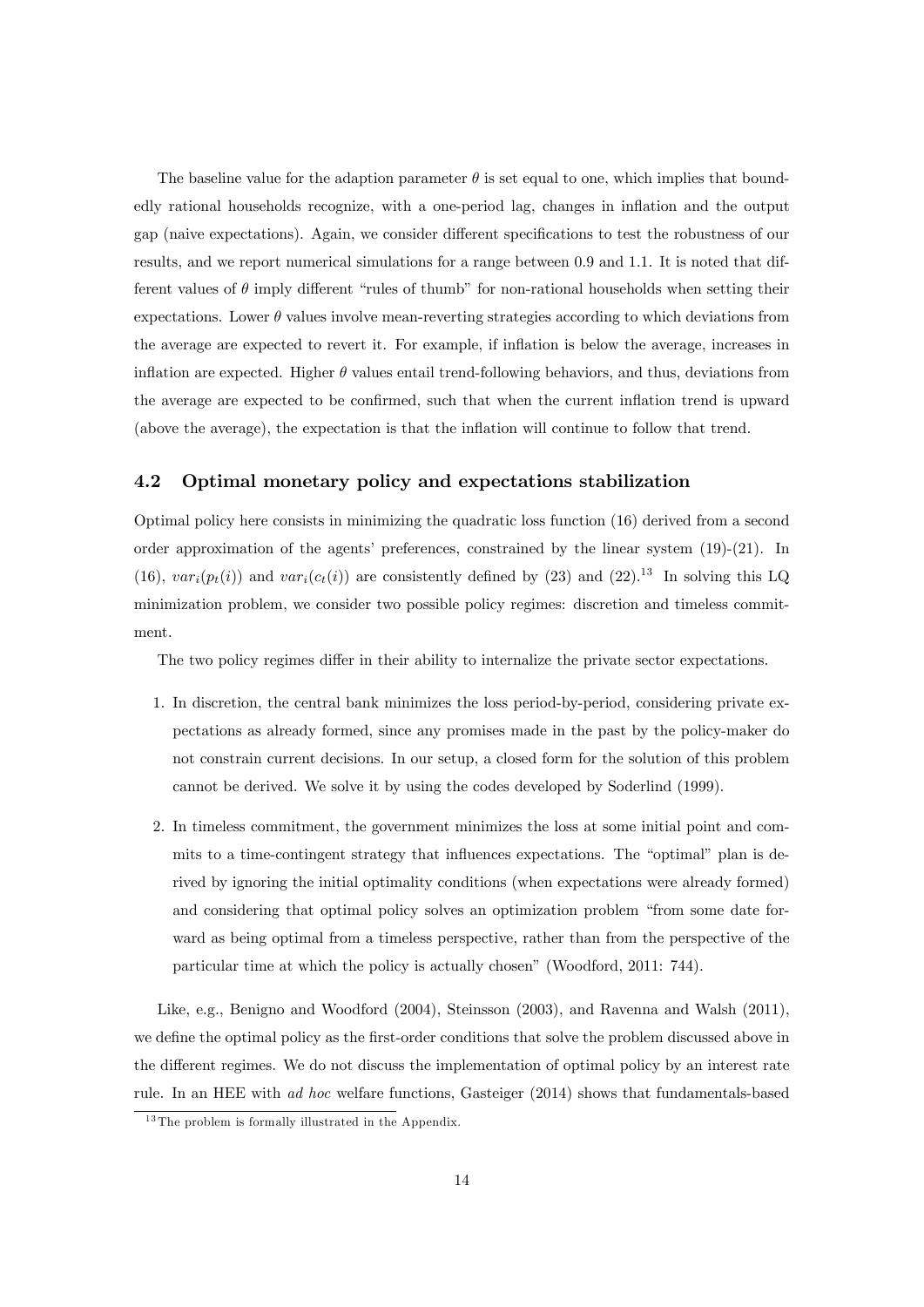The baseline value for the adaption parameter $\theta$ is set equal to one, which implies that boundedly rational households recognize, with a one-period lag, changes in inflation and the output gap (naive expectations). Again, we consider different specifications to test the robustness of our results, and we report numerical simulations for a range between 0.9 and 1.1. It is noted that different values of $\theta$ imply different "rules of thumb" for non-rational households when setting their expectations. Lower $\theta$ values involve mean-reverting strategies according to which deviations from the average are expected to revert it. For example, if inflation is below the average, increases in inflation are expected. Higher $\theta$ values entail trend-following behaviors, and thus, deviations from the average are expected to be confirmed, such that when the current inflation trend is upward (above the average), the expectation is that the inflation will continue to follow that trend.

## 4.2 Optimal monetary policy and expectations stabilization

Optimal policy here consists in minimizing the quadratic loss function (16) derived from a second order approximation of the agents' preferences, constrained by the linear system (19)-(21). In (16), $var_i(p_t(i))$ and $var_i(c_t(i))$ are consistently defined by (23) and (22).[13] In solving this LQ minimization problem, we consider two possible policy regimes: discretion and timeless commitment.

The two policy regimes differ in their ability to internalize the private sector expectations.

1. In discretion, the central bank minimizes the loss period-by-period, considering private expectations as already formed, since any promises made in the past by the policy-maker do not constrain current decisions. In our setup, a closed form for the solution of this problem cannot be derived. We solve it by using the codes developed by Soderlind (1999).

2. In timeless commitment, the government minimizes the loss at some initial point and commits to a time-contingent strategy that influences expectations. The "optimal" plan is derived by ignoring the initial optimality conditions (when expectations were already formed) and considering that optimal policy solves an optimization problem "from some date forward as being optimal from a timeless perspective, rather than from the perspective of the particular time at which the policy is actually chosen" (Woodford, 2011: 744).

Like, e.g., Benigno and Woodford (2004), Steinsson (2003), and Ravenna and Walsh (2011), we define the optimal policy as the first-order conditions that solve the problem discussed above in the different regimes. We do not discuss the implementation of optimal policy by an interest rate rule. In an HEE with *ad hoc* welfare functions, Gasteiger (2014) shows that fundamentals-based

[13] The problem is formally illustrated in the Appendix.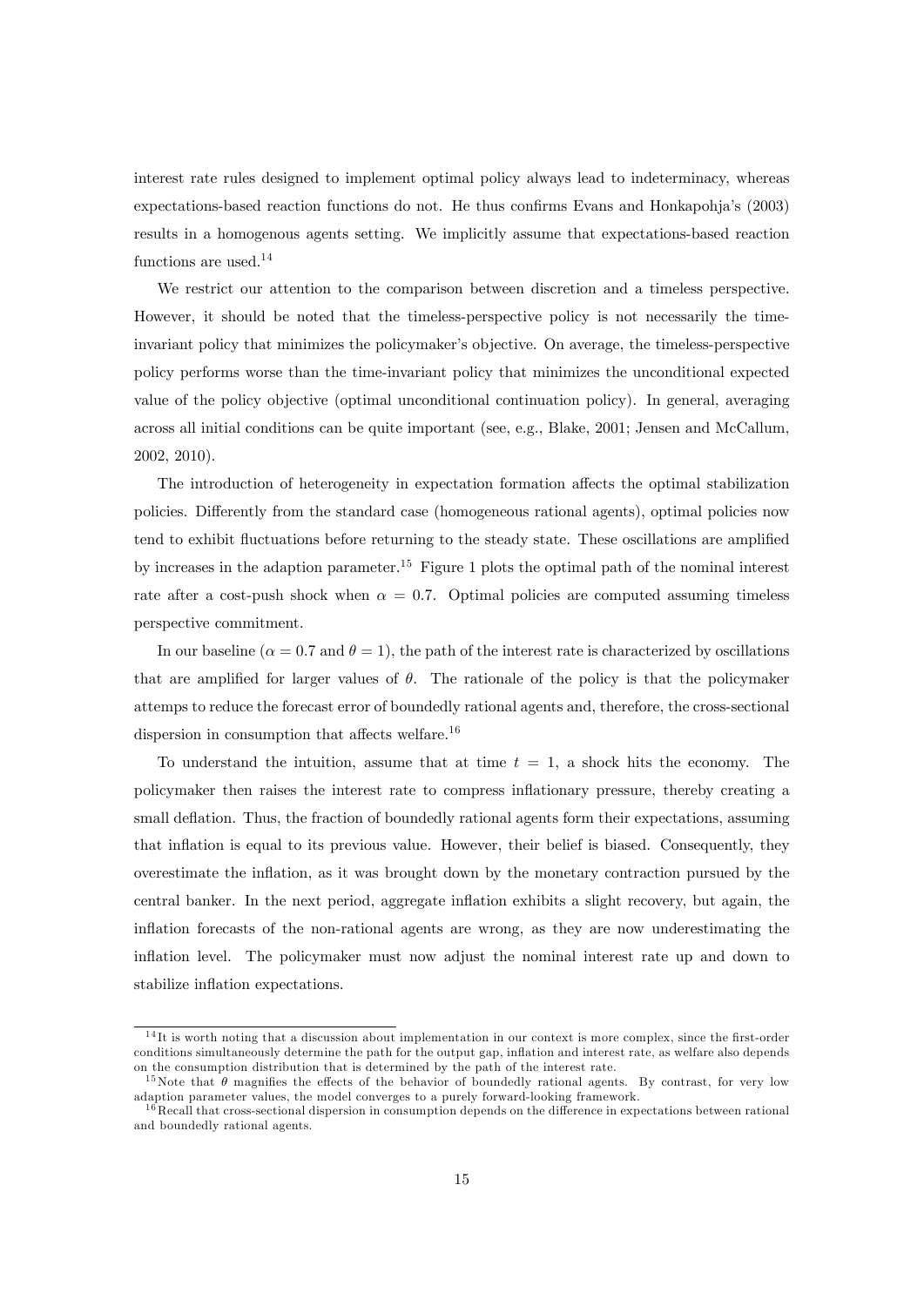interest rate rules designed to implement optimal policy always lead to indeterminacy, whereas expectations-based reaction functions do not. He thus confirms Evans and Honkapohja's (2003) results in a homogenous agents setting. We implicitly assume that expectations-based reaction functions are used.[14]

We restrict our attention to the comparison between discretion and a timeless perspective. However, it should be noted that the timeless-perspective policy is not necessarily the time-invariant policy that minimizes the policymaker's objective. On average, the timeless-perspective policy performs worse than the time-invariant policy that minimizes the unconditional expected value of the policy objective (optimal unconditional continuation policy). In general, averaging across all initial conditions can be quite important (see, e.g., Blake, 2001; Jensen and McCallum, 2002, 2010).

The introduction of heterogeneity in expectation formation affects the optimal stabilization policies. Differently from the standard case (homogeneous rational agents), optimal policies now tend to exhibit fluctuations before returning to the steady state. These oscillations are amplified by increases in the adaption parameter.[15] Figure 1 plots the optimal path of the nominal interest rate after a cost-push shock when $\alpha = 0.7$. Optimal policies are computed assuming timeless perspective commitment.

In our baseline ($\alpha = 0.7$ and $\theta = 1$), the path of the interest rate is characterized by oscillations that are amplified for larger values of $\theta$. The rationale of the policy is that the policymaker attemps to reduce the forecast error of boundedly rational agents and, therefore, the cross-sectional dispersion in consumption that affects welfare.[16]

To understand the intuition, assume that at time $t = 1$, a shock hits the economy. The policymaker then raises the interest rate to compress inflationary pressure, thereby creating a small deflation. Thus, the fraction of boundedly rational agents form their expectations, assuming that inflation is equal to its previous value. However, their belief is biased. Consequently, they overestimate the inflation, as it was brought down by the monetary contraction pursued by the central banker. In the next period, aggregate inflation exhibits a slight recovery, but again, the inflation forecasts of the non-rational agents are wrong, as they are now underestimating the inflation level. The policymaker must now adjust the nominal interest rate up and down to stabilize inflation expectations.

---

[14] It is worth noting that a discussion about implementation in our context is more complex, since the first-order conditions simultaneously determine the path for the output gap, inflation and interest rate, as welfare also depends on the consumption distribution that is determined by the path of the interest rate.

[15] Note that $\theta$ magnifies the effects of the behavior of boundedly rational agents. By contrast, for very low adaption parameter values, the model converges to a purely forward-looking framework.

[16] Recall that cross-sectional dispersion in consumption depends on the difference in expectations between rational and boundedly rational agents.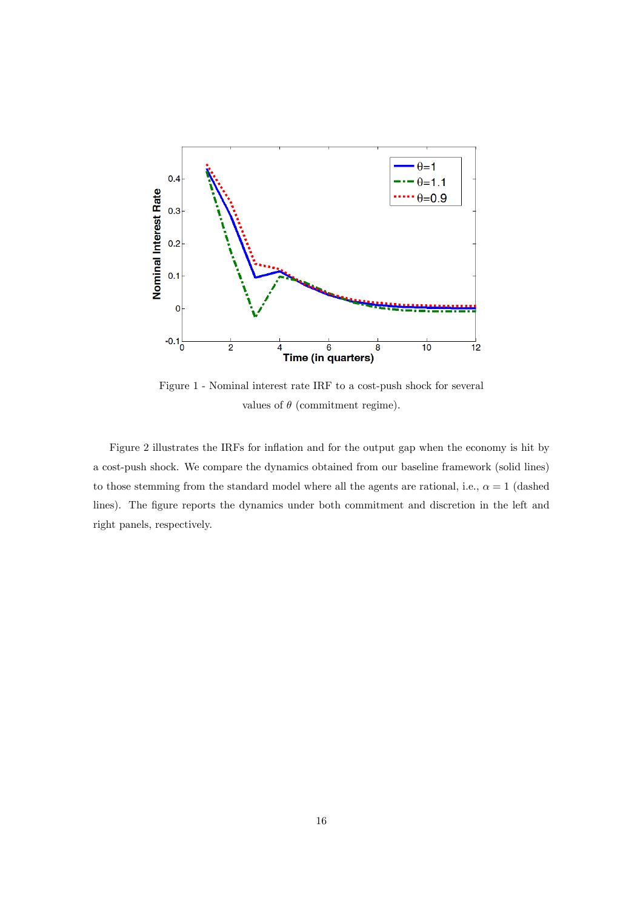Figure 1 - Nominal interest rate IRF to a cost-push shock for several values of $\theta$ (commitment regime).

Figure 2 illustrates the IRFs for inflation and for the output gap when the economy is hit by a cost-push shock. We compare the dynamics obtained from our baseline framework (solid lines) to those stemming from the standard model where all the agents are rational, i.e., $\alpha = 1$ (dashed lines). The figure reports the dynamics under both commitment and discretion in the left and right panels, respectively.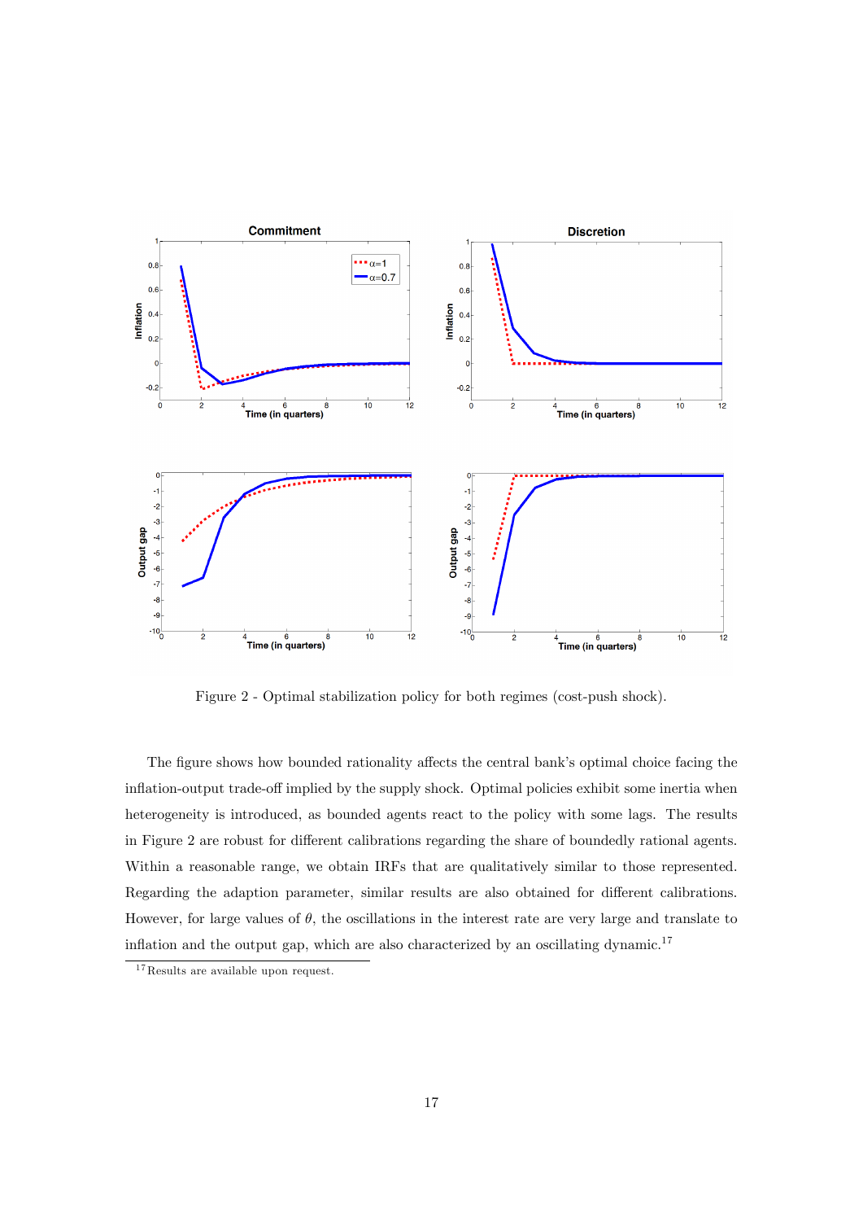Figure 2 - Optimal stabilization policy for both regimes (cost-push shock).

The figure shows how bounded rationality affects the central bank's optimal choice facing the inflation-output trade-off implied by the supply shock. Optimal policies exhibit some inertia when heterogeneity is introduced, as bounded agents react to the policy with some lags. The results in Figure 2 are robust for different calibrations regarding the share of boundedly rational agents. Within a reasonable range, we obtain IRFs that are qualitatively similar to those represented. Regarding the adaption parameter, similar results are also obtained for different calibrations. However, for large values of $\theta$, the oscillations in the interest rate are very large and translate to inflation and the output gap, which are also characterized by an oscillating dynamic.[17]

[17] Results are available upon request.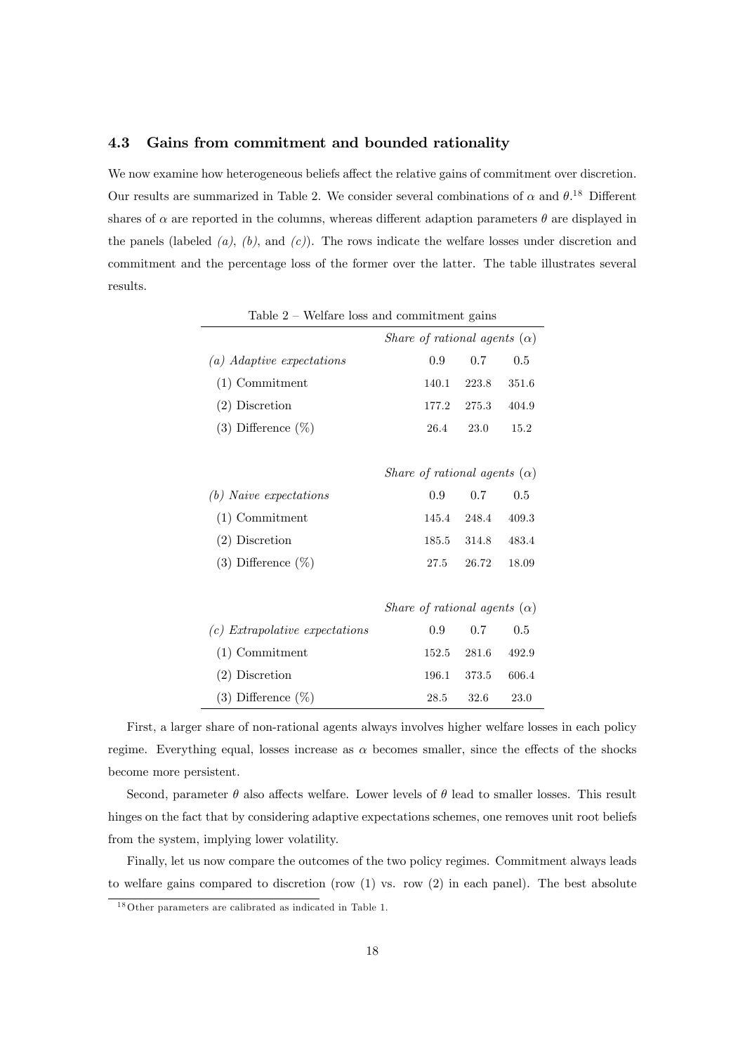### 4.3 Gains from commitment and bounded rationality

We now examine how heterogeneous beliefs affect the relative gains of commitment over discretion. Our results are summarized in Table 2. We consider several combinations of $\alpha$ and $\theta$.[18] Different shares of $\alpha$ are reported in the columns, whereas different adaption parameters $\theta$ are displayed in the panels (labeled *(a)*, *(b)*, and *(c)*). The rows indicate the welfare losses under discretion and commitment and the percentage loss of the former over the latter. The table illustrates several results.

Table 2 – Welfare loss and commitment gains

| | *Share of rational agents* ($\alpha$) | | |
|---|---|---|---|
| *(a) Adaptive expectations* | 0.9 | 0.7 | 0.5 |
| (1) Commitment | 140.1 | 223.8 | 351.6 |
| (2) Discretion | 177.2 | 275.3 | 404.9 |
| (3) Difference (%) | 26.4 | 23.0 | 15.2 |
| | *Share of rational agents* ($\alpha$) | | |
| *(b) Naive expectations* | 0.9 | 0.7 | 0.5 |
| (1) Commitment | 145.4 | 248.4 | 409.3 |
| (2) Discretion | 185.5 | 314.8 | 483.4 |
| (3) Difference (%) | 27.5 | 26.72 | 18.09 |
| | *Share of rational agents* ($\alpha$) | | |
| *(c) Extrapolative expectations* | 0.9 | 0.7 | 0.5 |
| (1) Commitment | 152.5 | 281.6 | 492.9 |
| (2) Discretion | 196.1 | 373.5 | 606.4 |
| (3) Difference (%) | 28.5 | 32.6 | 23.0 |

First, a larger share of non-rational agents always involves higher welfare losses in each policy regime. Everything equal, losses increase as $\alpha$ becomes smaller, since the effects of the shocks become more persistent.

Second, parameter $\theta$ also affects welfare. Lower levels of $\theta$ lead to smaller losses. This result hinges on the fact that by considering adaptive expectations schemes, one removes unit root beliefs from the system, implying lower volatility.

Finally, let us now compare the outcomes of the two policy regimes. Commitment always leads to welfare gains compared to discretion (row (1) vs. row (2) in each panel). The best absolute

[18] Other parameters are calibrated as indicated in Table 1.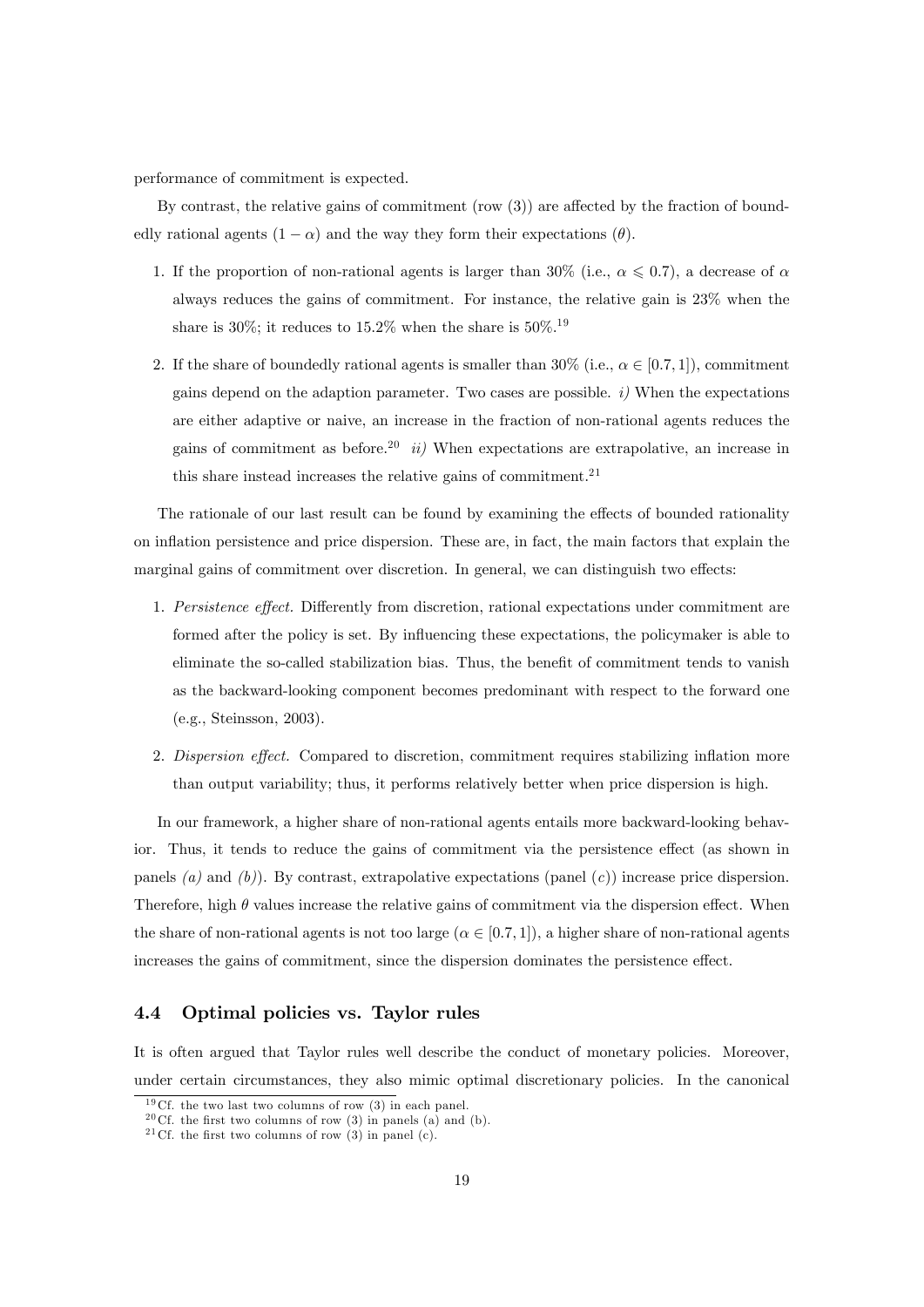performance of commitment is expected.

By contrast, the relative gains of commitment (row (3)) are affected by the fraction of boundedly rational agents $(1 - \alpha)$ and the way they form their expectations $(\theta)$.

1. If the proportion of non-rational agents is larger than 30% (i.e., $\alpha \leqslant 0.7$), a decrease of $\alpha$ always reduces the gains of commitment. For instance, the relative gain is 23% when the share is 30%; it reduces to 15.2% when the share is 50%.[19]

2. If the share of boundedly rational agents is smaller than 30% (i.e., $\alpha \in [0.7, 1]$), commitment gains depend on the adaption parameter. Two cases are possible. *i)* When the expectations are either adaptive or naive, an increase in the fraction of non-rational agents reduces the gains of commitment as before.[20] *ii)* When expectations are extrapolative, an increase in this share instead increases the relative gains of commitment.[21]

The rationale of our last result can be found by examining the effects of bounded rationality on inflation persistence and price dispersion. These are, in fact, the main factors that explain the marginal gains of commitment over discretion. In general, we can distinguish two effects:

1. *Persistence effect.* Differently from discretion, rational expectations under commitment are formed after the policy is set. By influencing these expectations, the policymaker is able to eliminate the so-called stabilization bias. Thus, the benefit of commitment tends to vanish as the backward-looking component becomes predominant with respect to the forward one (e.g., Steinsson, 2003).

2. *Dispersion effect.* Compared to discretion, commitment requires stabilizing inflation more than output variability; thus, it performs relatively better when price dispersion is high.

In our framework, a higher share of non-rational agents entails more backward-looking behavior. Thus, it tends to reduce the gains of commitment via the persistence effect (as shown in panels *(a)* and *(b)*). By contrast, extrapolative expectations (panel *(c)*) increase price dispersion. Therefore, high $\theta$ values increase the relative gains of commitment via the dispersion effect. When the share of non-rational agents is not too large ($\alpha \in [0.7, 1]$), a higher share of non-rational agents increases the gains of commitment, since the dispersion dominates the persistence effect.

### 4.4 Optimal policies vs. Taylor rules

It is often argued that Taylor rules well describe the conduct of monetary policies. Moreover, under certain circumstances, they also mimic optimal discretionary policies. In the canonical

[19] Cf. the two last two columns of row (3) in each panel.

[20] Cf. the first two columns of row (3) in panels (a) and (b).

[21] Cf. the first two columns of row (3) in panel (c).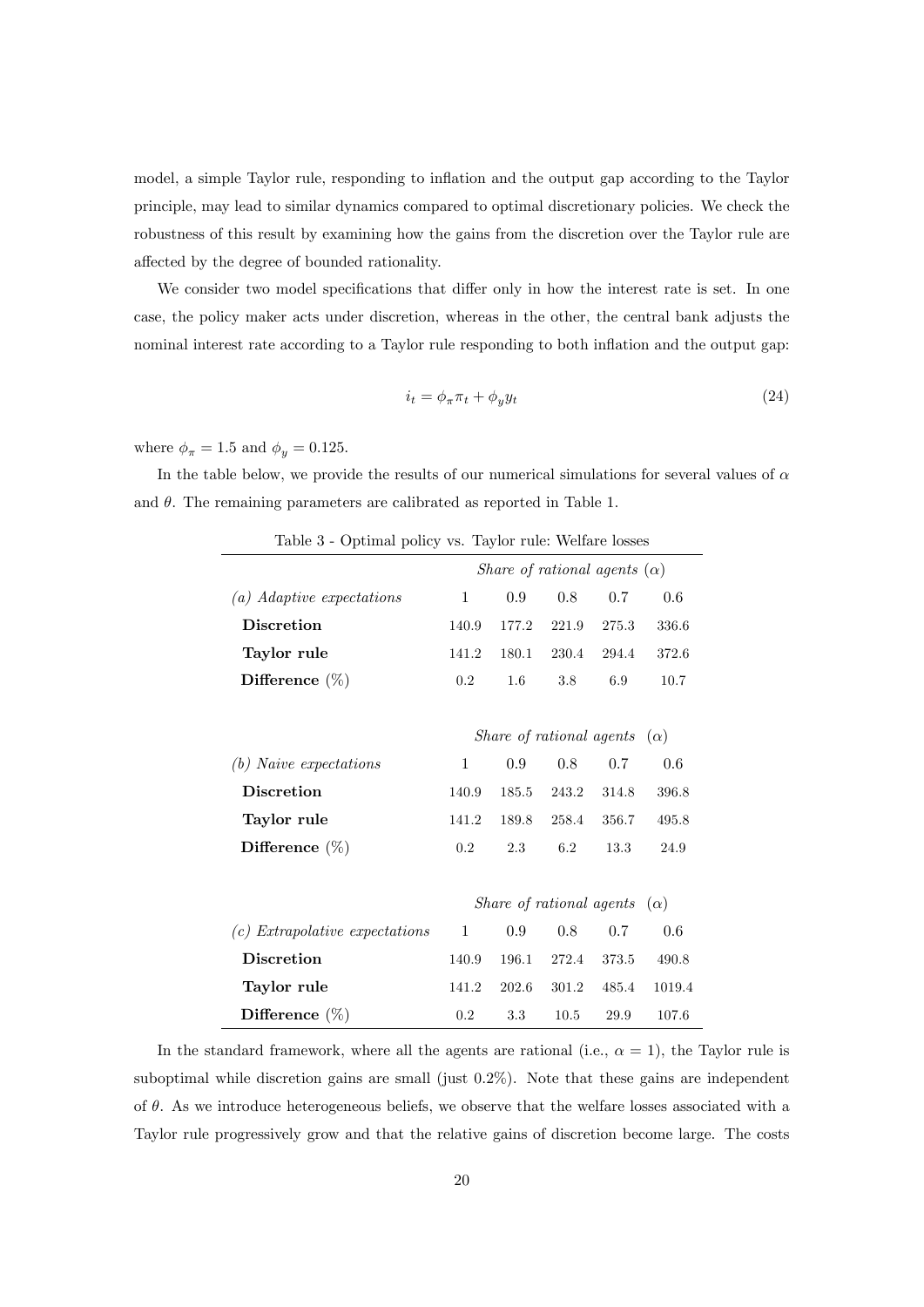model, a simple Taylor rule, responding to inflation and the output gap according to the Taylor principle, may lead to similar dynamics compared to optimal discretionary policies. We check the robustness of this result by examining how the gains from the discretion over the Taylor rule are affected by the degree of bounded rationality.

We consider two model specifications that differ only in how the interest rate is set. In one case, the policy maker acts under discretion, whereas in the other, the central bank adjusts the nominal interest rate according to a Taylor rule responding to both inflation and the output gap:

$$i_t = \phi_\pi \pi_t + \phi_y y_t \tag{24}$$

where $\phi_\pi = 1.5$ and $\phi_y = 0.125$.

In the table below, we provide the results of our numerical simulations for several values of $\alpha$ and $\theta$. The remaining parameters are calibrated as reported in Table 1.

Table 3 - Optimal policy vs. Taylor rule: Welfare losses

| | *Share of rational agents* ($\alpha$) | | | | |
|---|---|---|---|---|---|
| *(a) Adaptive expectations* | 1 | 0.9 | 0.8 | 0.7 | 0.6 |
| **Discretion** | 140.9 | 177.2 | 221.9 | 275.3 | 336.6 |
| **Taylor rule** | 141.2 | 180.1 | 230.4 | 294.4 | 372.6 |
| **Difference** (%) | 0.2 | 1.6 | 3.8 | 6.9 | 10.7 |
| | *Share of rational agents* ($\alpha$) | | | | |
| *(b) Naive expectations* | 1 | 0.9 | 0.8 | 0.7 | 0.6 |
| **Discretion** | 140.9 | 185.5 | 243.2 | 314.8 | 396.8 |
| **Taylor rule** | 141.2 | 189.8 | 258.4 | 356.7 | 495.8 |
| **Difference** (%) | 0.2 | 2.3 | 6.2 | 13.3 | 24.9 |
| | *Share of rational agents* ($\alpha$) | | | | |
| *(c) Extrapolative expectations* | 1 | 0.9 | 0.8 | 0.7 | 0.6 |
| **Discretion** | 140.9 | 196.1 | 272.4 | 373.5 | 490.8 |
| **Taylor rule** | 141.2 | 202.6 | 301.2 | 485.4 | 1019.4 |
| **Difference** (%) | 0.2 | 3.3 | 10.5 | 29.9 | 107.6 |

In the standard framework, where all the agents are rational (i.e., $\alpha = 1$), the Taylor rule is suboptimal while discretion gains are small (just 0.2%). Note that these gains are independent of $\theta$. As we introduce heterogeneous beliefs, we observe that the welfare losses associated with a Taylor rule progressively grow and that the relative gains of discretion become large. The costs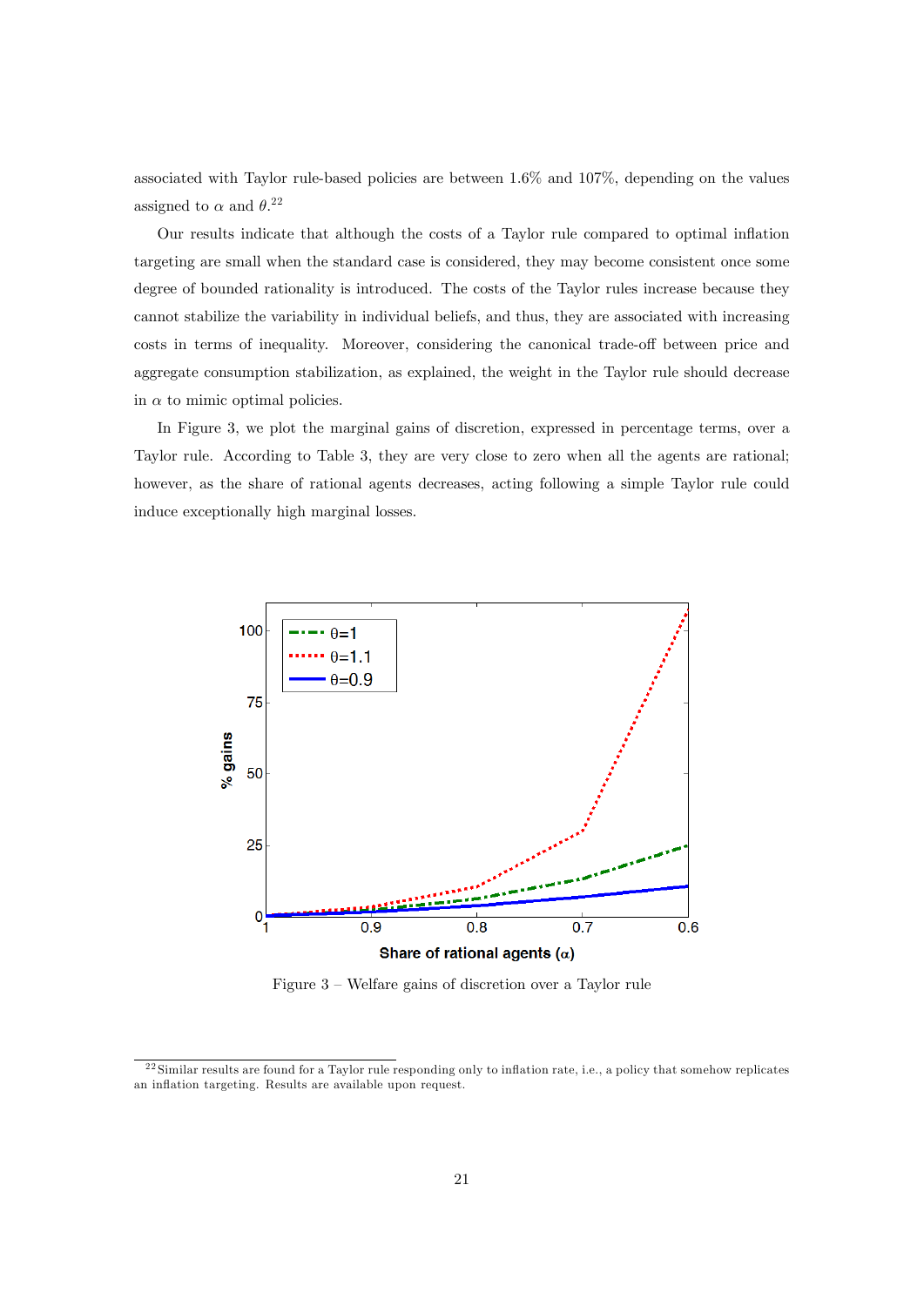associated with Taylor rule-based policies are between 1.6% and 107%, depending on the values assigned to $\alpha$ and $\theta$.[22]

Our results indicate that although the costs of a Taylor rule compared to optimal inflation targeting are small when the standard case is considered, they may become consistent once some degree of bounded rationality is introduced. The costs of the Taylor rules increase because they cannot stabilize the variability in individual beliefs, and thus, they are associated with increasing costs in terms of inequality. Moreover, considering the canonical trade-off between price and aggregate consumption stabilization, as explained, the weight in the Taylor rule should decrease in $\alpha$ to mimic optimal policies.

In Figure 3, we plot the marginal gains of discretion, expressed in percentage terms, over a Taylor rule. According to Table 3, they are very close to zero when all the agents are rational; however, as the share of rational agents decreases, acting following a simple Taylor rule could induce exceptionally high marginal losses.

Figure 3 – Welfare gains of discretion over a Taylor rule

[22] Similar results are found for a Taylor rule responding only to inflation rate, i.e., a policy that somehow replicates an inflation targeting. Results are available upon request.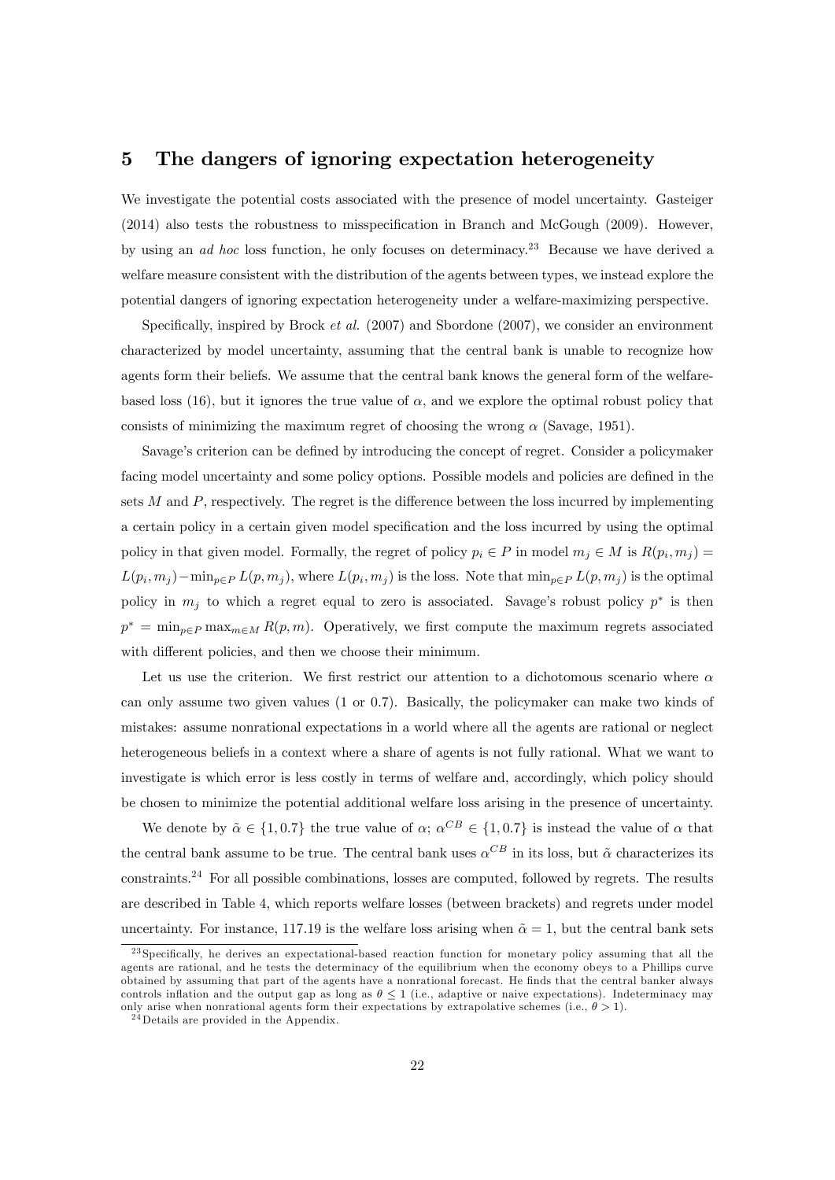## 5 The dangers of ignoring expectation heterogeneity

We investigate the potential costs associated with the presence of model uncertainty. Gasteiger (2014) also tests the robustness to misspecification in Branch and McGough (2009). However, by using an *ad hoc* loss function, he only focuses on determinacy.[23] Because we have derived a welfare measure consistent with the distribution of the agents between types, we instead explore the potential dangers of ignoring expectation heterogeneity under a welfare-maximizing perspective.

Specifically, inspired by Brock *et al.* (2007) and Sbordone (2007), we consider an environment characterized by model uncertainty, assuming that the central bank is unable to recognize how agents form their beliefs. We assume that the central bank knows the general form of the welfare-based loss (16), but it ignores the true value of $\alpha$, and we explore the optimal robust policy that consists of minimizing the maximum regret of choosing the wrong $\alpha$ (Savage, 1951).

Savage's criterion can be defined by introducing the concept of regret. Consider a policymaker facing model uncertainty and some policy options. Possible models and policies are defined in the sets $M$ and $P$, respectively. The regret is the difference between the loss incurred by implementing a certain policy in a certain given model specification and the loss incurred by using the optimal policy in that given model. Formally, the regret of policy $p_i \in P$ in model $m_j \in M$ is $R(p_i, m_j) = L(p_i, m_j) - \min_{p \in P} L(p, m_j)$, where $L(p_i, m_j)$ is the loss. Note that $\min_{p \in P} L(p, m_j)$ is the optimal policy in $m_j$ to which a regret equal to zero is associated. Savage's robust policy $p^*$ is then $p^* = \min_{p \in P} \max_{m \in M} R(p, m)$. Operatively, we first compute the maximum regrets associated with different policies, and then we choose their minimum.

Let us use the criterion. We first restrict our attention to a dichotomous scenario where $\alpha$ can only assume two given values (1 or 0.7). Basically, the policymaker can make two kinds of mistakes: assume nonrational expectations in a world where all the agents are rational or neglect heterogeneous beliefs in a context where a share of agents is not fully rational. What we want to investigate is which error is less costly in terms of welfare and, accordingly, which policy should be chosen to minimize the potential additional welfare loss arising in the presence of uncertainty.

We denote by $\tilde{\alpha} \in \{1, 0.7\}$ the true value of $\alpha$; $\alpha^{CB} \in \{1, 0.7\}$ is instead the value of $\alpha$ that the central bank assume to be true. The central bank uses $\alpha^{CB}$ in its loss, but $\tilde{\alpha}$ characterizes its constraints.[24] For all possible combinations, losses are computed, followed by regrets. The results are described in Table 4, which reports welfare losses (between brackets) and regrets under model uncertainty. For instance, 117.19 is the welfare loss arising when $\tilde{\alpha} = 1$, but the central bank sets

[23] Specifically, he derives an expectational-based reaction function for monetary policy assuming that all the agents are rational, and he tests the determinacy of the equilibrium when the economy obeys to a Phillips curve obtained by assuming that part of the agents have a nonrational forecast. He finds that the central banker always controls inflation and the output gap as long as $\theta \leq 1$ (i.e., adaptive or naive expectations). Indeterminacy may only arise when nonrational agents form their expectations by extrapolative schemes (i.e., $\theta > 1$).

[24] Details are provided in the Appendix.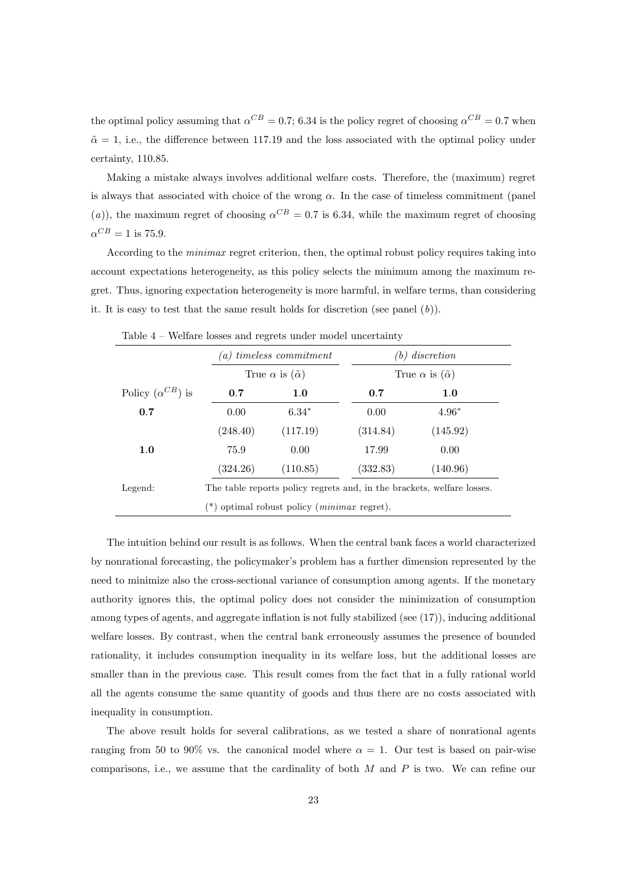the optimal policy assuming that $\alpha^{CB} = 0.7$; 6.34 is the policy regret of choosing $\alpha^{CB} = 0.7$ when $\tilde{\alpha} = 1$, i.e., the difference between 117.19 and the loss associated with the optimal policy under certainty, 110.85.

Making a mistake always involves additional welfare costs. Therefore, the (maximum) regret is always that associated with choice of the wrong $\alpha$. In the case of timeless commitment (panel $(a)$), the maximum regret of choosing $\alpha^{CB} = 0.7$ is 6.34, while the maximum regret of choosing $\alpha^{CB} = 1$ is 75.9.

According to the *minimax* regret criterion, then, the optimal robust policy requires taking into account expectations heterogeneity, as this policy selects the minimum among the maximum regret. Thus, ignoring expectation heterogeneity is more harmful, in welfare terms, than considering it. It is easy to test that the same result holds for discretion (see panel $(b)$).

Table 4 – Welfare losses and regrets under model uncertainty

| | *(a) timeless commitment* | | *(b) discretion* | |
|---|---|---|---|---|
| | True $\alpha$ is ($\tilde{\alpha}$) | | True $\alpha$ is ($\tilde{\alpha}$) | |
| Policy ($\alpha^{CB}$) is | **0.7** | **1.0** | **0.7** | **1.0** |
| **0.7** | 0.00 | 6.34* | 0.00 | 4.96* |
| | (248.40) | (117.19) | (314.84) | (145.92) |
| **1.0** | 75.9 | 0.00 | 17.99 | 0.00 |
| | (324.26) | (110.85) | (332.83) | (140.96) |

Legend: The table reports policy regrets and, in the brackets, welfare losses.
(*) optimal robust policy (*minimax* regret).

The intuition behind our result is as follows. When the central bank faces a world characterized by nonrational forecasting, the policymaker's problem has a further dimension represented by the need to minimize also the cross-sectional variance of consumption among agents. If the monetary authority ignores this, the optimal policy does not consider the minimization of consumption among types of agents, and aggregate inflation is not fully stabilized (see (17)), inducing additional welfare losses. By contrast, when the central bank erroneously assumes the presence of bounded rationality, it includes consumption inequality in its welfare loss, but the additional losses are smaller than in the previous case. This result comes from the fact that in a fully rational world all the agents consume the same quantity of goods and thus there are no costs associated with inequality in consumption.

The above result holds for several calibrations, as we tested a share of nonrational agents ranging from 50 to 90% vs. the canonical model where $\alpha = 1$. Our test is based on pair-wise comparisons, i.e., we assume that the cardinality of both $M$ and $P$ is two. We can refine our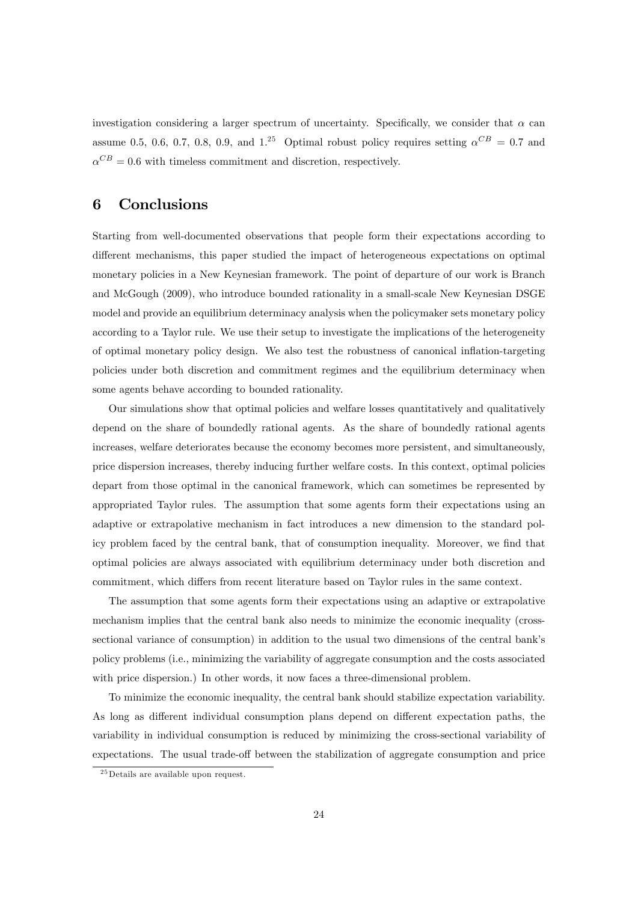investigation considering a larger spectrum of uncertainty. Specifically, we consider that $\alpha$ can assume 0.5, 0.6, 0.7, 0.8, 0.9, and 1.[25] Optimal robust policy requires setting $\alpha^{CB} = 0.7$ and $\alpha^{CB} = 0.6$ with timeless commitment and discretion, respectively.

# 6 Conclusions

Starting from well-documented observations that people form their expectations according to different mechanisms, this paper studied the impact of heterogeneous expectations on optimal monetary policies in a New Keynesian framework. The point of departure of our work is Branch and McGough (2009), who introduce bounded rationality in a small-scale New Keynesian DSGE model and provide an equilibrium determinacy analysis when the policymaker sets monetary policy according to a Taylor rule. We use their setup to investigate the implications of the heterogeneity of optimal monetary policy design. We also test the robustness of canonical inflation-targeting policies under both discretion and commitment regimes and the equilibrium determinacy when some agents behave according to bounded rationality.

Our simulations show that optimal policies and welfare losses quantitatively and qualitatively depend on the share of boundedly rational agents. As the share of boundedly rational agents increases, welfare deteriorates because the economy becomes more persistent, and simultaneously, price dispersion increases, thereby inducing further welfare costs. In this context, optimal policies depart from those optimal in the canonical framework, which can sometimes be represented by appropriated Taylor rules. The assumption that some agents form their expectations using an adaptive or extrapolative mechanism in fact introduces a new dimension to the standard policy problem faced by the central bank, that of consumption inequality. Moreover, we find that optimal policies are always associated with equilibrium determinacy under both discretion and commitment, which differs from recent literature based on Taylor rules in the same context.

The assumption that some agents form their expectations using an adaptive or extrapolative mechanism implies that the central bank also needs to minimize the economic inequality (cross-sectional variance of consumption) in addition to the usual two dimensions of the central bank's policy problems (i.e., minimizing the variability of aggregate consumption and the costs associated with price dispersion.) In other words, it now faces a three-dimensional problem.

To minimize the economic inequality, the central bank should stabilize expectation variability. As long as different individual consumption plans depend on different expectation paths, the variability in individual consumption is reduced by minimizing the cross-sectional variability of expectations. The usual trade-off between the stabilization of aggregate consumption and price

[25] Details are available upon request.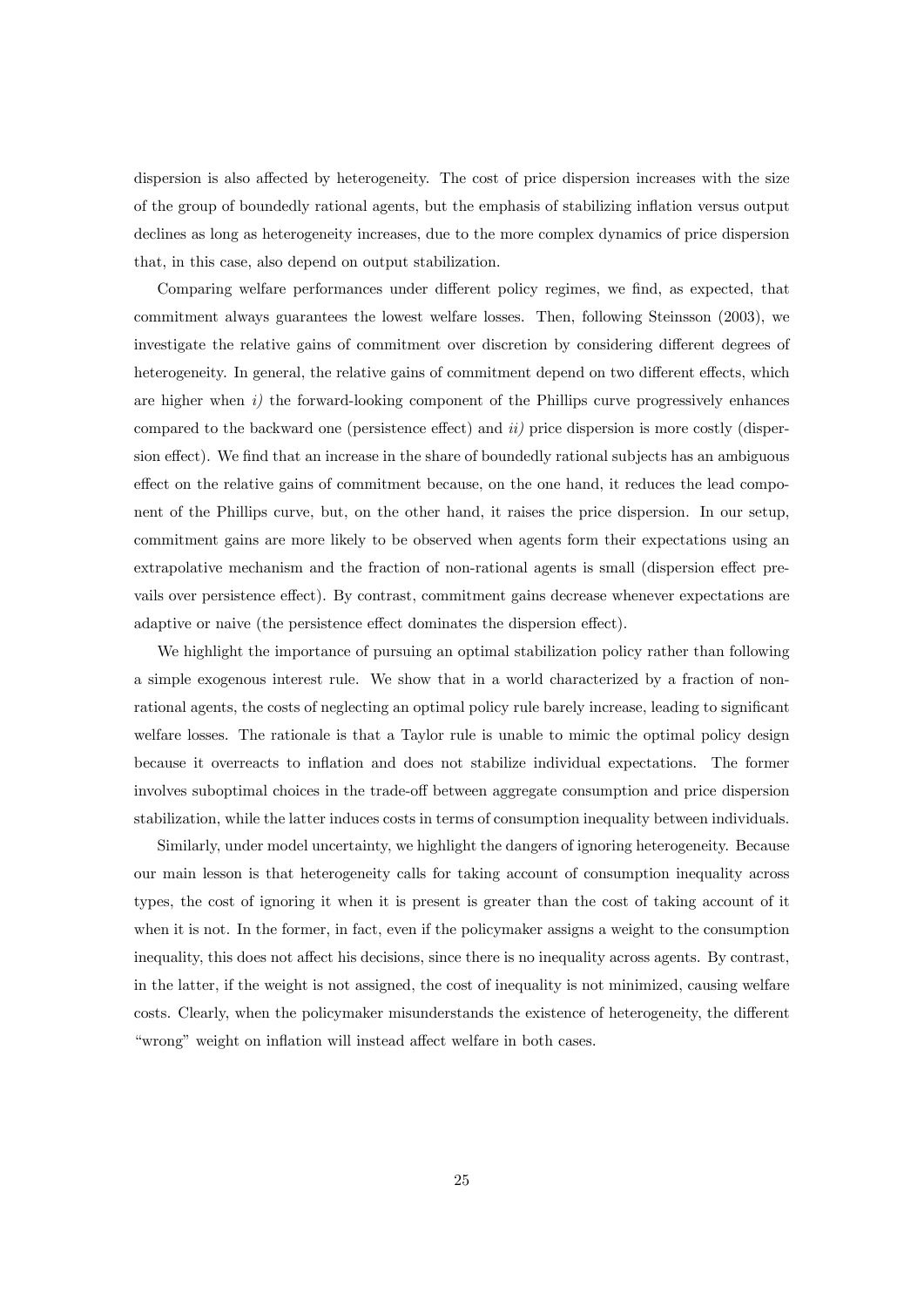dispersion is also affected by heterogeneity. The cost of price dispersion increases with the size of the group of boundedly rational agents, but the emphasis of stabilizing inflation versus output declines as long as heterogeneity increases, due to the more complex dynamics of price dispersion that, in this case, also depend on output stabilization.

Comparing welfare performances under different policy regimes, we find, as expected, that commitment always guarantees the lowest welfare losses. Then, following Steinsson (2003), we investigate the relative gains of commitment over discretion by considering different degrees of heterogeneity. In general, the relative gains of commitment depend on two different effects, which are higher when *i)* the forward-looking component of the Phillips curve progressively enhances compared to the backward one (persistence effect) and *ii)* price dispersion is more costly (dispersion effect). We find that an increase in the share of boundedly rational subjects has an ambiguous effect on the relative gains of commitment because, on the one hand, it reduces the lead component of the Phillips curve, but, on the other hand, it raises the price dispersion. In our setup, commitment gains are more likely to be observed when agents form their expectations using an extrapolative mechanism and the fraction of non-rational agents is small (dispersion effect prevails over persistence effect). By contrast, commitment gains decrease whenever expectations are adaptive or naive (the persistence effect dominates the dispersion effect).

We highlight the importance of pursuing an optimal stabilization policy rather than following a simple exogenous interest rule. We show that in a world characterized by a fraction of non-rational agents, the costs of neglecting an optimal policy rule barely increase, leading to significant welfare losses. The rationale is that a Taylor rule is unable to mimic the optimal policy design because it overreacts to inflation and does not stabilize individual expectations. The former involves suboptimal choices in the trade-off between aggregate consumption and price dispersion stabilization, while the latter induces costs in terms of consumption inequality between individuals.

Similarly, under model uncertainty, we highlight the dangers of ignoring heterogeneity. Because our main lesson is that heterogeneity calls for taking account of consumption inequality across types, the cost of ignoring it when it is present is greater than the cost of taking account of it when it is not. In the former, in fact, even if the policymaker assigns a weight to the consumption inequality, this does not affect his decisions, since there is no inequality across agents. By contrast, in the latter, if the weight is not assigned, the cost of inequality is not minimized, causing welfare costs. Clearly, when the policymaker misunderstands the existence of heterogeneity, the different "wrong" weight on inflation will instead affect welfare in both cases.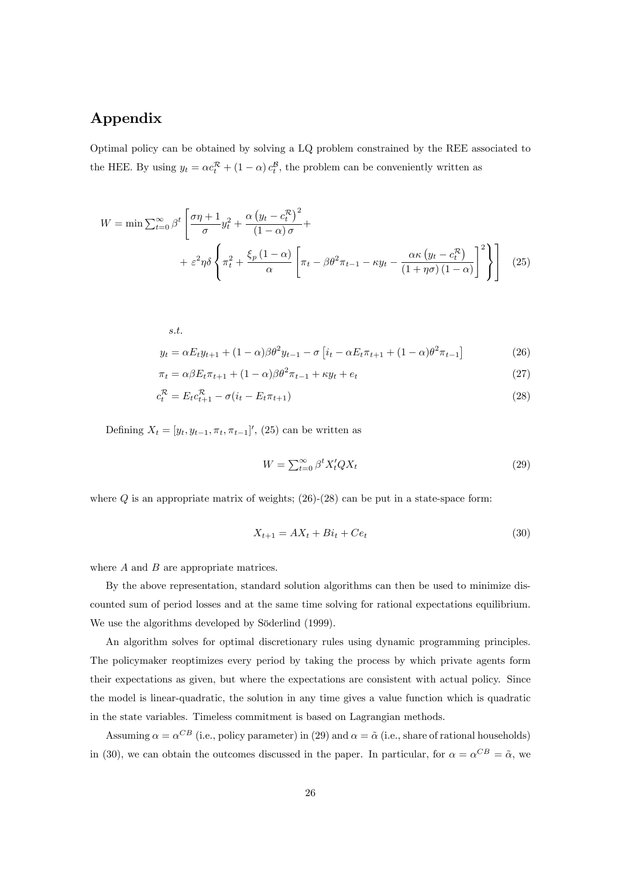# Appendix

Optimal policy can be obtained by solving a LQ problem constrained by the REE associated to the HEE. By using $y_t = \alpha c_t^{\mathcal{R}} + (1-\alpha) c_t^{\mathcal{B}}$, the problem can be conveniently written as

$$W = \min \sum_{t=0}^{\infty} \beta^t \left[ \frac{\sigma\eta + 1}{\sigma} y_t^2 + \frac{\alpha \left(y_t - c_t^{\mathcal{R}}\right)^2}{(1-\alpha)\sigma} + \right. \\ \left. + \varepsilon^2 \eta \delta \left\{ \pi_t^2 + \frac{\xi_p (1-\alpha)}{\alpha} \left[ \pi_t - \beta\theta^2 \pi_{t-1} - \kappa y_t - \frac{\alpha\kappa \left(y_t - c_t^{\mathcal{R}}\right)}{(1+\eta\sigma)(1-\alpha)} \right]^2 \right\} \right] \quad (25)$$

*s.t.*

$$y_t = \alpha E_t y_{t+1} + (1-\alpha)\beta\theta^2 y_{t-1} - \sigma \left[ i_t - \alpha E_t \pi_{t+1} + (1-\alpha)\theta^2 \pi_{t-1} \right] \quad (26)$$

$$\pi_t = \alpha\beta E_t \pi_{t+1} + (1-\alpha)\beta\theta^2 \pi_{t-1} + \kappa y_t + e_t \quad (27)$$

$$c_t^{\mathcal{R}} = E_t c_{t+1}^{\mathcal{R}} - \sigma(i_t - E_t \pi_{t+1}) \quad (28)$$

Defining $X_t = [y_t, y_{t-1}, \pi_t, \pi_{t-1}]'$, (25) can be written as

$$W = \sum_{t=0}^{\infty} \beta^t X_t' Q X_t \quad (29)$$

where $Q$ is an appropriate matrix of weights; (26)-(28) can be put in a state-space form:

$$X_{t+1} = A X_t + B i_t + C e_t \quad (30)$$

where $A$ and $B$ are appropriate matrices.

By the above representation, standard solution algorithms can then be used to minimize discounted sum of period losses and at the same time solving for rational expectations equilibrium. We use the algorithms developed by Söderlind (1999).

An algorithm solves for optimal discretionary rules using dynamic programming principles. The policymaker reoptimizes every period by taking the process by which private agents form their expectations as given, but where the expectations are consistent with actual policy. Since the model is linear-quadratic, the solution in any time gives a value function which is quadratic in the state variables. Timeless commitment is based on Lagrangian methods.

Assuming $\alpha = \alpha^{CB}$ (i.e., policy parameter) in (29) and $\alpha = \tilde{\alpha}$ (i.e., share of rational households) in (30), we can obtain the outcomes discussed in the paper. In particular, for $\alpha = \alpha^{CB} = \tilde{\alpha}$, we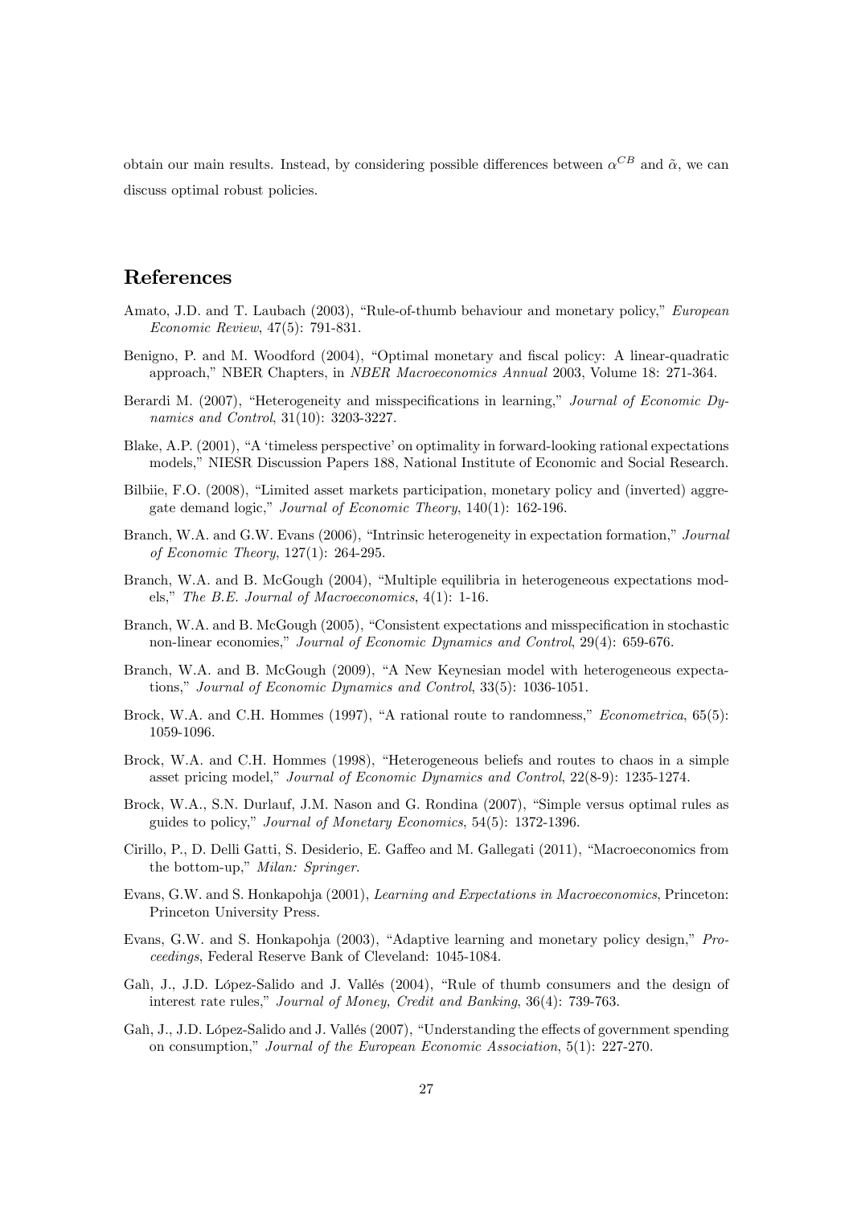obtain our main results. Instead, by considering possible differences between $\alpha^{CB}$ and $\tilde{\alpha}$, we can discuss optimal robust policies.

## References

Amato, J.D. and T. Laubach (2003), "Rule-of-thumb behaviour and monetary policy," *European Economic Review*, 47(5): 791-831.

Benigno, P. and M. Woodford (2004), "Optimal monetary and fiscal policy: A linear-quadratic approach," NBER Chapters, in *NBER Macroeconomics Annual* 2003, Volume 18: 271-364.

Berardi M. (2007), "Heterogeneity and misspecifications in learning," *Journal of Economic Dynamics and Control*, 31(10): 3203-3227.

Blake, A.P. (2001), "A 'timeless perspective' on optimality in forward-looking rational expectations models," NIESR Discussion Papers 188, National Institute of Economic and Social Research.

Bilbiie, F.O. (2008), "Limited asset markets participation, monetary policy and (inverted) aggregate demand logic," *Journal of Economic Theory*, 140(1): 162-196.

Branch, W.A. and G.W. Evans (2006), "Intrinsic heterogeneity in expectation formation," *Journal of Economic Theory*, 127(1): 264-295.

Branch, W.A. and B. McGough (2004), "Multiple equilibria in heterogeneous expectations models," *The B.E. Journal of Macroeconomics*, 4(1): 1-16.

Branch, W.A. and B. McGough (2005), "Consistent expectations and misspecification in stochastic non-linear economies," *Journal of Economic Dynamics and Control*, 29(4): 659-676.

Branch, W.A. and B. McGough (2009), "A New Keynesian model with heterogeneous expectations," *Journal of Economic Dynamics and Control*, 33(5): 1036-1051.

Brock, W.A. and C.H. Hommes (1997), "A rational route to randomness," *Econometrica*, 65(5): 1059-1096.

Brock, W.A. and C.H. Hommes (1998), "Heterogeneous beliefs and routes to chaos in a simple asset pricing model," *Journal of Economic Dynamics and Control*, 22(8-9): 1235-1274.

Brock, W.A., S.N. Durlauf, J.M. Nason and G. Rondina (2007), "Simple versus optimal rules as guides to policy," *Journal of Monetary Economics*, 54(5): 1372-1396.

Cirillo, P., D. Delli Gatti, S. Desiderio, E. Gaffeo and M. Gallegati (2011), "Macroeconomics from the bottom-up," *Milan: Springer*.

Evans, G.W. and S. Honkapohja (2001), *Learning and Expectations in Macroeconomics*, Princeton: Princeton University Press.

Evans, G.W. and S. Honkapohja (2003), "Adaptive learning and monetary policy design," *Proceedings*, Federal Reserve Bank of Cleveland: 1045-1084.

Galì, J., J.D. López-Salido and J. Vallés (2004), "Rule of thumb consumers and the design of interest rate rules," *Journal of Money, Credit and Banking*, 36(4): 739-763.

Galì, J., J.D. López-Salido and J. Vallés (2007), "Understanding the effects of government spending on consumption," *Journal of the European Economic Association*, 5(1): 227-270.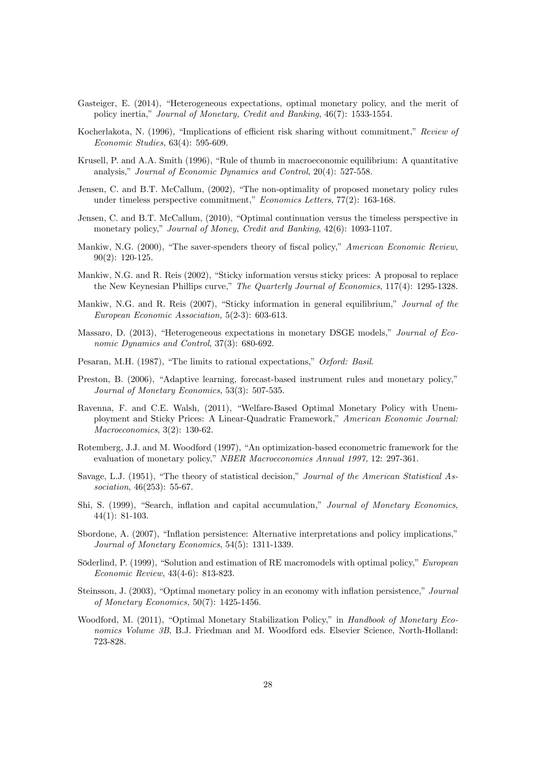Gasteiger, E. (2014), "Heterogeneous expectations, optimal monetary policy, and the merit of policy inertia," *Journal of Monetary, Credit and Banking*, 46(7): 1533-1554.

Kocherlakota, N. (1996), "Implications of efficient risk sharing without commitment," *Review of Economic Studies*, 63(4): 595-609.

Krusell, P. and A.A. Smith (1996), "Rule of thumb in macroeconomic equilibrium: A quantitative analysis," *Journal of Economic Dynamics and Control*, 20(4): 527-558.

Jensen, C. and B.T. McCallum, (2002), "The non-optimality of proposed monetary policy rules under timeless perspective commitment," *Economics Letters*, 77(2): 163-168.

Jensen, C. and B.T. McCallum, (2010), "Optimal continuation versus the timeless perspective in monetary policy," *Journal of Money, Credit and Banking*, 42(6): 1093-1107.

Mankiw, N.G. (2000), "The saver-spenders theory of fiscal policy," *American Economic Review*, 90(2): 120-125.

Mankiw, N.G. and R. Reis (2002), "Sticky information versus sticky prices: A proposal to replace the New Keynesian Phillips curve," *The Quarterly Journal of Economics*, 117(4): 1295-1328.

Mankiw, N.G. and R. Reis (2007), "Sticky information in general equilibrium," *Journal of the European Economic Association,* 5(2-3): 603-613.

Massaro, D. (2013), "Heterogeneous expectations in monetary DSGE models," *Journal of Economic Dynamics and Control*, 37(3): 680-692.

Pesaran, M.H. (1987), "The limits to rational expectations," *Oxford: Basil*.

Preston, B. (2006), "Adaptive learning, forecast-based instrument rules and monetary policy," *Journal of Monetary Economics*, 53(3): 507-535.

Ravenna, F. and C.E. Walsh, (2011), "Welfare-Based Optimal Monetary Policy with Unemployment and Sticky Prices: A Linear-Quadratic Framework," *American Economic Journal: Macroeconomics*, 3(2): 130-62.

Rotemberg, J.J. and M. Woodford (1997), "An optimization-based econometric framework for the evaluation of monetary policy," *NBER Macroeconomics Annual 1997,* 12: 297-361.

Savage, L.J. (1951), "The theory of statistical decision," *Journal of the American Statistical Association*, 46(253): 55-67.

Shi, S. (1999), "Search, inflation and capital accumulation," *Journal of Monetary Economics*, 44(1): 81-103.

Sbordone, A. (2007), "Inflation persistence: Alternative interpretations and policy implications," *Journal of Monetary Economics*, 54(5): 1311-1339.

Söderlind, P. (1999), "Solution and estimation of RE macromodels with optimal policy," *European Economic Review*, 43(4-6): 813-823.

Steinsson, J. (2003), "Optimal monetary policy in an economy with inflation persistence," *Journal of Monetary Economics,* 50(7): 1425-1456.

Woodford, M. (2011), "Optimal Monetary Stabilization Policy," in *Handbook of Monetary Economics Volume 3B*, B.J. Friedman and M. Woodford eds. Elsevier Science, North-Holland: 723-828.